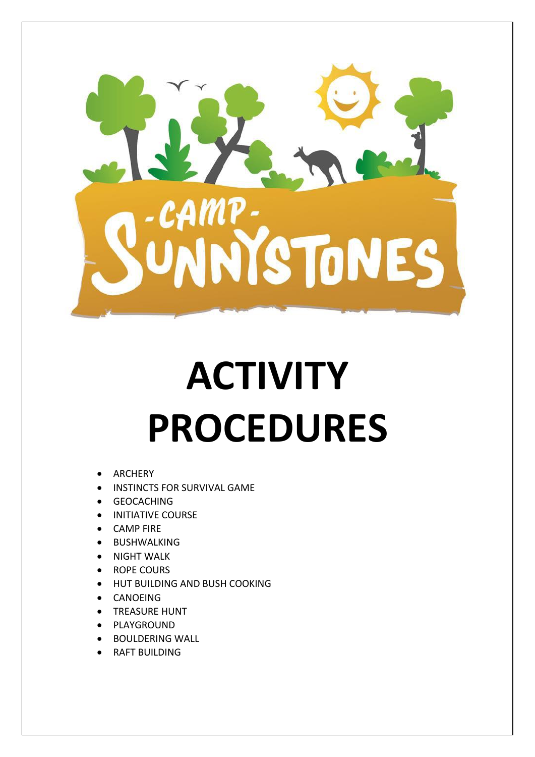-CAMP- SUNNYSTONES

# ACTIVITY PROCEDURES

- ARCHERY
- INSTINCTS FOR SURVIVAL GAME
- GEOCACHING
- INITIATIVE COURSE
- CAMP FIRE
- BUSHWALKING
- NIGHT WALK
- ROPE COURS
- HUT BUILDING AND BUSH COOKING
- CANOEING
- TREASURE HUNT
- PLAYGROUND
- BOULDERING WALL
- RAFT BUILDING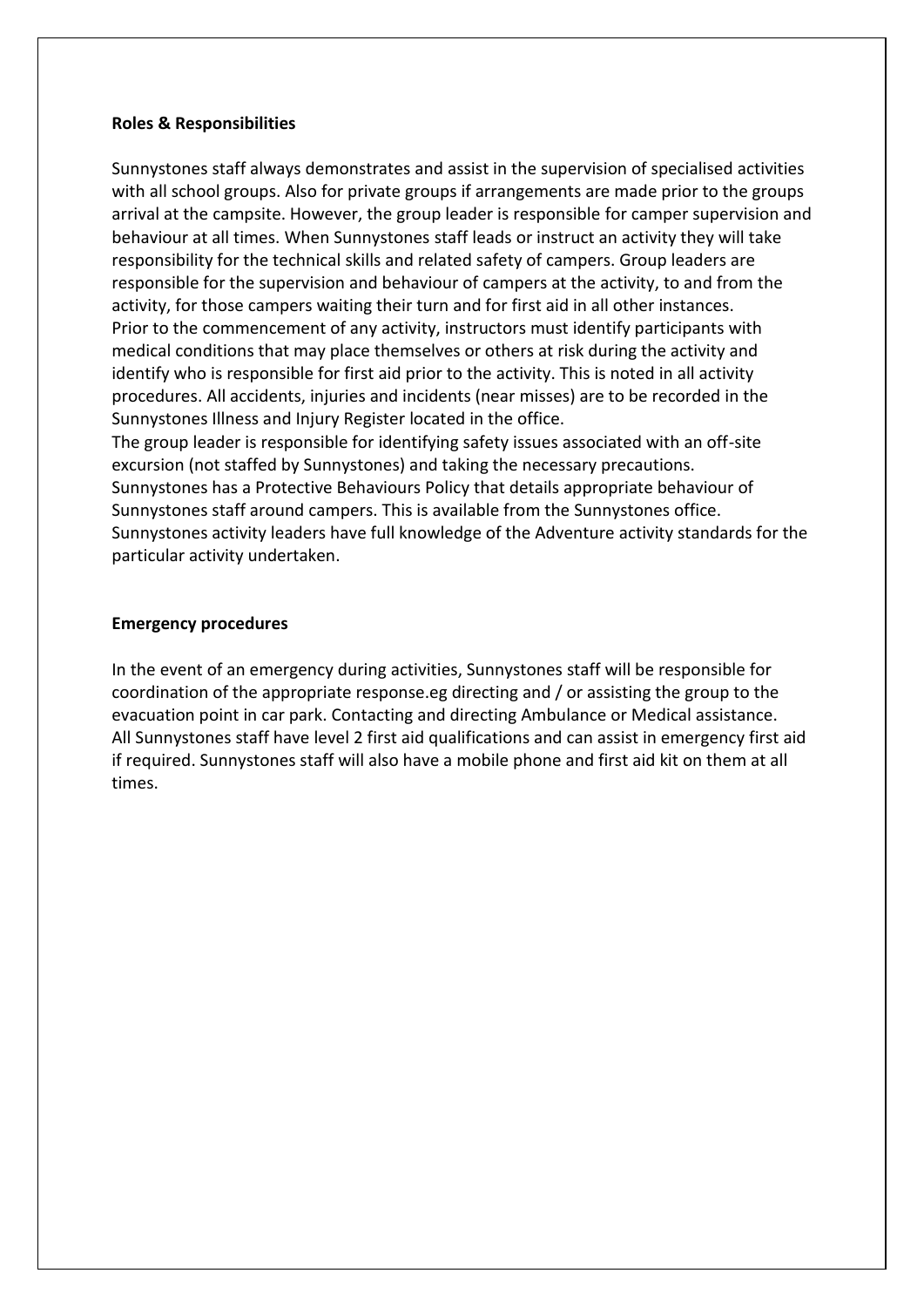**Roles & Responsibilities**

Sunnystones staff always demonstrates and assist in the supervision of specialised activities with all school groups. Also for private groups if arrangements are made prior to the groups arrival at the campsite. However, the group leader is responsible for camper supervision and behaviour at all times. When Sunnystones staff leads or instruct an activity they will take responsibility for the technical skills and related safety of campers. Group leaders are responsible for the supervision and behaviour of campers at the activity, to and from the activity, for those campers waiting their turn and for first aid in all other instances.
Prior to the commencement of any activity, instructors must identify participants with medical conditions that may place themselves or others at risk during the activity and identify who is responsible for first aid prior to the activity. This is noted in all activity procedures. All accidents, injuries and incidents (near misses) are to be recorded in the Sunnystones Illness and Injury Register located in the office.
The group leader is responsible for identifying safety issues associated with an off-site excursion (not staffed by Sunnystones) and taking the necessary precautions.
Sunnystones has a Protective Behaviours Policy that details appropriate behaviour of Sunnystones staff around campers. This is available from the Sunnystones office.
Sunnystones activity leaders have full knowledge of the Adventure activity standards for the particular activity undertaken.

**Emergency procedures**

In the event of an emergency during activities, Sunnystones staff will be responsible for coordination of the appropriate response.eg directing and / or assisting the group to the evacuation point in car park. Contacting and directing Ambulance or Medical assistance.
All Sunnystones staff have level 2 first aid qualifications and can assist in emergency first aid if required. Sunnystones staff will also have a mobile phone and first aid kit on them at all times.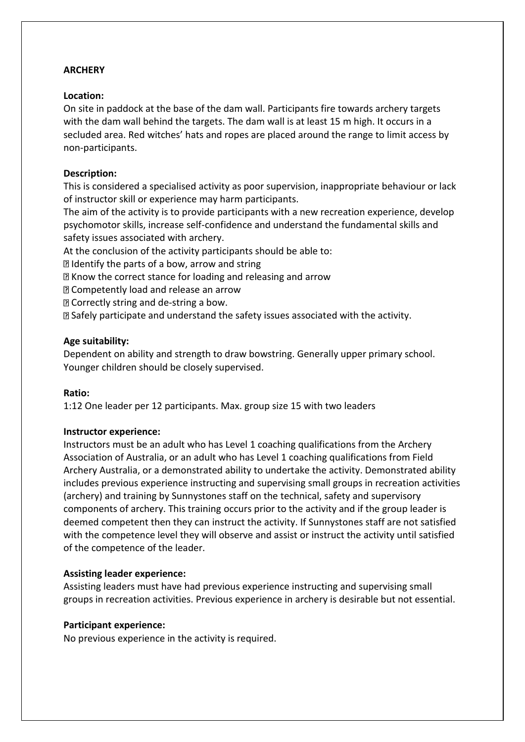**ARCHERY**

**Location:**

On site in paddock at the base of the dam wall. Participants fire towards archery targets with the dam wall behind the targets. The dam wall is at least 15 m high. It occurs in a secluded area. Red witches' hats and ropes are placed around the range to limit access by non-participants.

**Description:**

This is considered a specialised activity as poor supervision, inappropriate behaviour or lack of instructor skill or experience may harm participants.

The aim of the activity is to provide participants with a new recreation experience, develop psychomotor skills, increase self-confidence and understand the fundamental skills and safety issues associated with archery.

At the conclusion of the activity participants should be able to:

- Identify the parts of a bow, arrow and string
- Know the correct stance for loading and releasing and arrow
- Competently load and release an arrow
- Correctly string and de-string a bow.
- Safely participate and understand the safety issues associated with the activity.

**Age suitability:**

Dependent on ability and strength to draw bowstring. Generally upper primary school. Younger children should be closely supervised.

**Ratio:**

1:12 One leader per 12 participants. Max. group size 15 with two leaders

**Instructor experience:**

Instructors must be an adult who has Level 1 coaching qualifications from the Archery Association of Australia, or an adult who has Level 1 coaching qualifications from Field Archery Australia, or a demonstrated ability to undertake the activity. Demonstrated ability includes previous experience instructing and supervising small groups in recreation activities (archery) and training by Sunnystones staff on the technical, safety and supervisory components of archery. This training occurs prior to the activity and if the group leader is deemed competent then they can instruct the activity. If Sunnystones staff are not satisfied with the competence level they will observe and assist or instruct the activity until satisfied of the competence of the leader.

**Assisting leader experience:**

Assisting leaders must have had previous experience instructing and supervising small groups in recreation activities. Previous experience in archery is desirable but not essential.

**Participant experience:**

No previous experience in the activity is required.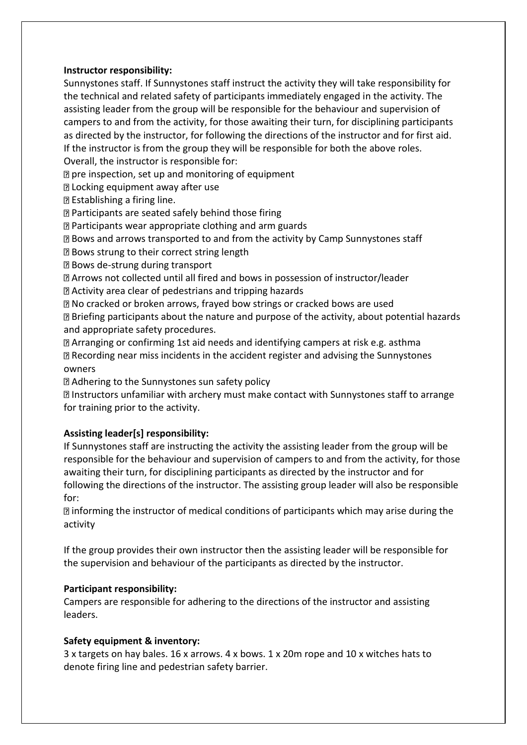**Instructor responsibility:**

Sunnystones staff. If Sunnystones staff instruct the activity they will take responsibility for the technical and related safety of participants immediately engaged in the activity. The assisting leader from the group will be responsible for the behaviour and supervision of campers to and from the activity, for those awaiting their turn, for disciplining participants as directed by the instructor, for following the directions of the instructor and for first aid. If the instructor is from the group they will be responsible for both the above roles.

Overall, the instructor is responsible for:

- pre inspection, set up and monitoring of equipment
- Locking equipment away after use
- Establishing a firing line.
- Participants are seated safely behind those firing
- Participants wear appropriate clothing and arm guards
- Bows and arrows transported to and from the activity by Camp Sunnystones staff
- Bows strung to their correct string length
- Bows de-strung during transport
- Arrows not collected until all fired and bows in possession of instructor/leader
- Activity area clear of pedestrians and tripping hazards
- No cracked or broken arrows, frayed bow strings or cracked bows are used
- Briefing participants about the nature and purpose of the activity, about potential hazards and appropriate safety procedures.
- Arranging or confirming 1st aid needs and identifying campers at risk e.g. asthma
- Recording near miss incidents in the accident register and advising the Sunnystones owners
- Adhering to the Sunnystones sun safety policy
- Instructors unfamiliar with archery must make contact with Sunnystones staff to arrange for training prior to the activity.

**Assisting leader[s] responsibility:**

If Sunnystones staff are instructing the activity the assisting leader from the group will be responsible for the behaviour and supervision of campers to and from the activity, for those awaiting their turn, for disciplining participants as directed by the instructor and for following the directions of the instructor. The assisting group leader will also be responsible for:

- informing the instructor of medical conditions of participants which may arise during the activity

If the group provides their own instructor then the assisting leader will be responsible for the supervision and behaviour of the participants as directed by the instructor.

**Participant responsibility:**

Campers are responsible for adhering to the directions of the instructor and assisting leaders.

**Safety equipment & inventory:**

3 x targets on hay bales. 16 x arrows. 4 x bows. 1 x 20m rope and 10 x witches hats to denote firing line and pedestrian safety barrier.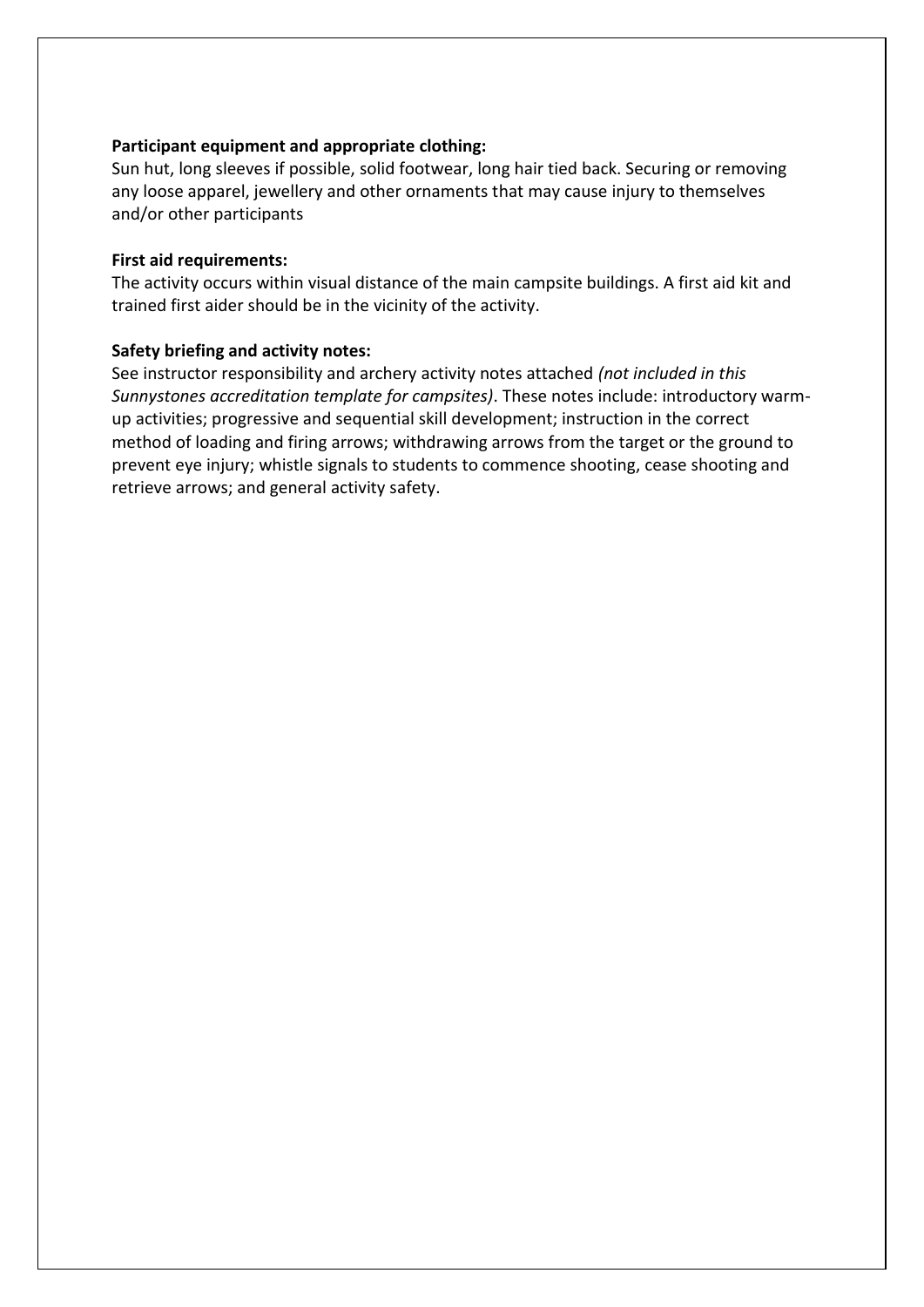**Participant equipment and appropriate clothing:**
Sun hut, long sleeves if possible, solid footwear, long hair tied back. Securing or removing any loose apparel, jewellery and other ornaments that may cause injury to themselves and/or other participants

**First aid requirements:**
The activity occurs within visual distance of the main campsite buildings. A first aid kit and trained first aider should be in the vicinity of the activity.

**Safety briefing and activity notes:**
See instructor responsibility and archery activity notes attached *(not included in this Sunnystones accreditation template for campsites)*. These notes include: introductory warm-up activities; progressive and sequential skill development; instruction in the correct method of loading and firing arrows; withdrawing arrows from the target or the ground to prevent eye injury; whistle signals to students to commence shooting, cease shooting and retrieve arrows; and general activity safety.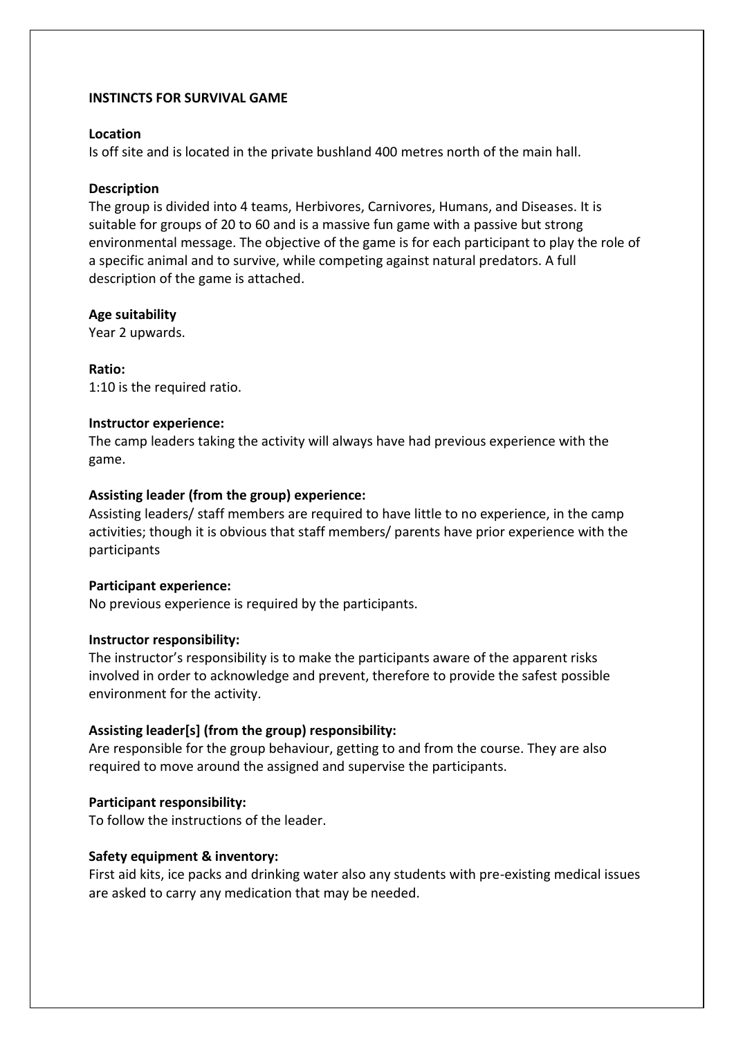**INSTINCTS FOR SURVIVAL GAME**

**Location**
Is off site and is located in the private bushland 400 metres north of the main hall.

**Description**
The group is divided into 4 teams, Herbivores, Carnivores, Humans, and Diseases. It is suitable for groups of 20 to 60 and is a massive fun game with a passive but strong environmental message. The objective of the game is for each participant to play the role of a specific animal and to survive, while competing against natural predators. A full description of the game is attached.

**Age suitability**
Year 2 upwards.

**Ratio:**
1:10 is the required ratio.

**Instructor experience:**
The camp leaders taking the activity will always have had previous experience with the game.

**Assisting leader (from the group) experience:**
Assisting leaders/ staff members are required to have little to no experience, in the camp activities; though it is obvious that staff members/ parents have prior experience with the participants

**Participant experience:**
No previous experience is required by the participants.

**Instructor responsibility:**
The instructor's responsibility is to make the participants aware of the apparent risks involved in order to acknowledge and prevent, therefore to provide the safest possible environment for the activity.

**Assisting leader[s] (from the group) responsibility:**
Are responsible for the group behaviour, getting to and from the course. They are also required to move around the assigned and supervise the participants.

**Participant responsibility:**
To follow the instructions of the leader.

**Safety equipment & inventory:**
First aid kits, ice packs and drinking water also any students with pre-existing medical issues are asked to carry any medication that may be needed.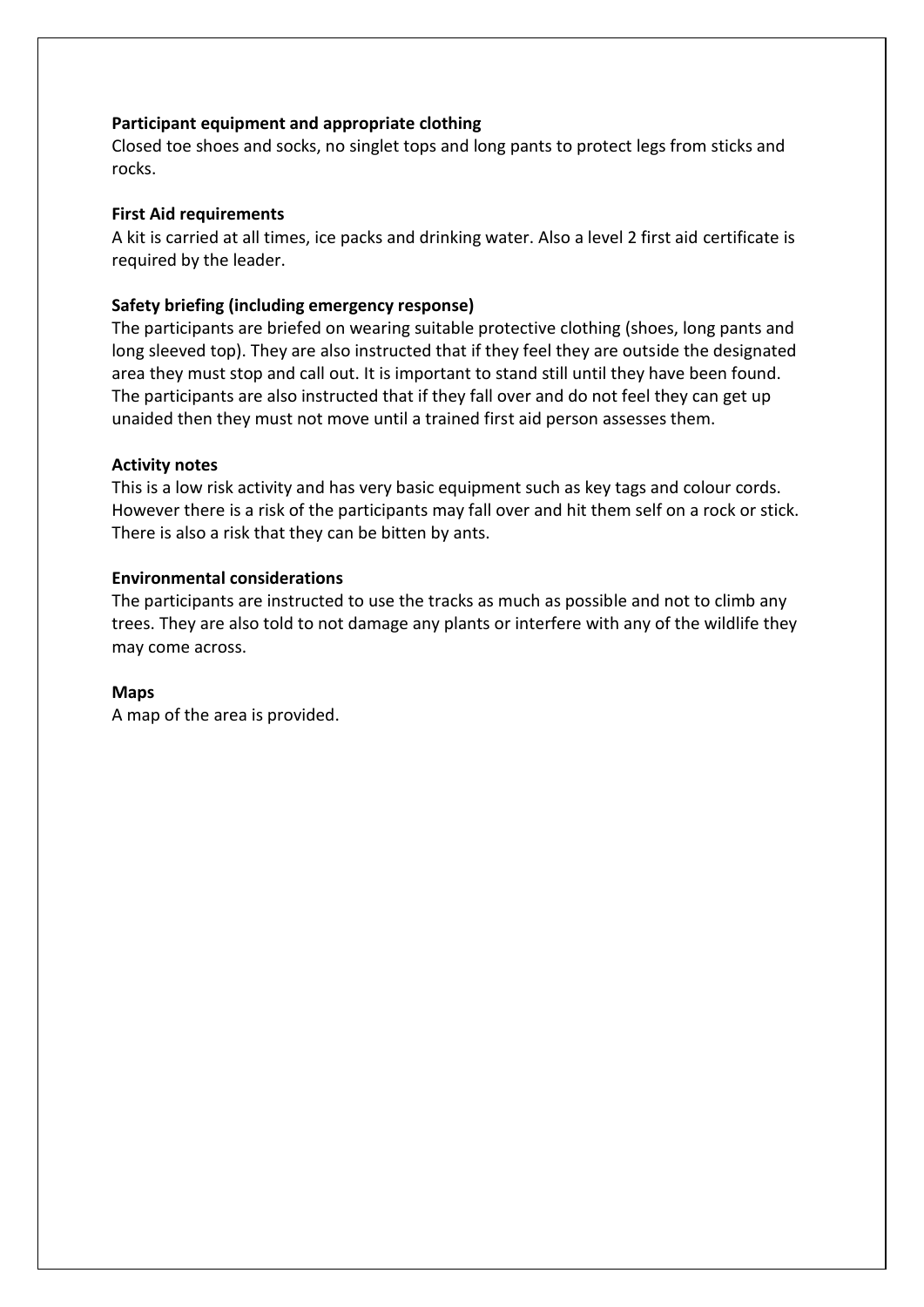**Participant equipment and appropriate clothing**

Closed toe shoes and socks, no singlet tops and long pants to protect legs from sticks and rocks.

**First Aid requirements**

A kit is carried at all times, ice packs and drinking water. Also a level 2 first aid certificate is required by the leader.

**Safety briefing (including emergency response)**

The participants are briefed on wearing suitable protective clothing (shoes, long pants and long sleeved top). They are also instructed that if they feel they are outside the designated area they must stop and call out. It is important to stand still until they have been found. The participants are also instructed that if they fall over and do not feel they can get up unaided then they must not move until a trained first aid person assesses them.

**Activity notes**

This is a low risk activity and has very basic equipment such as key tags and colour cords. However there is a risk of the participants may fall over and hit them self on a rock or stick. There is also a risk that they can be bitten by ants.

**Environmental considerations**

The participants are instructed to use the tracks as much as possible and not to climb any trees. They are also told to not damage any plants or interfere with any of the wildlife they may come across.

**Maps**

A map of the area is provided.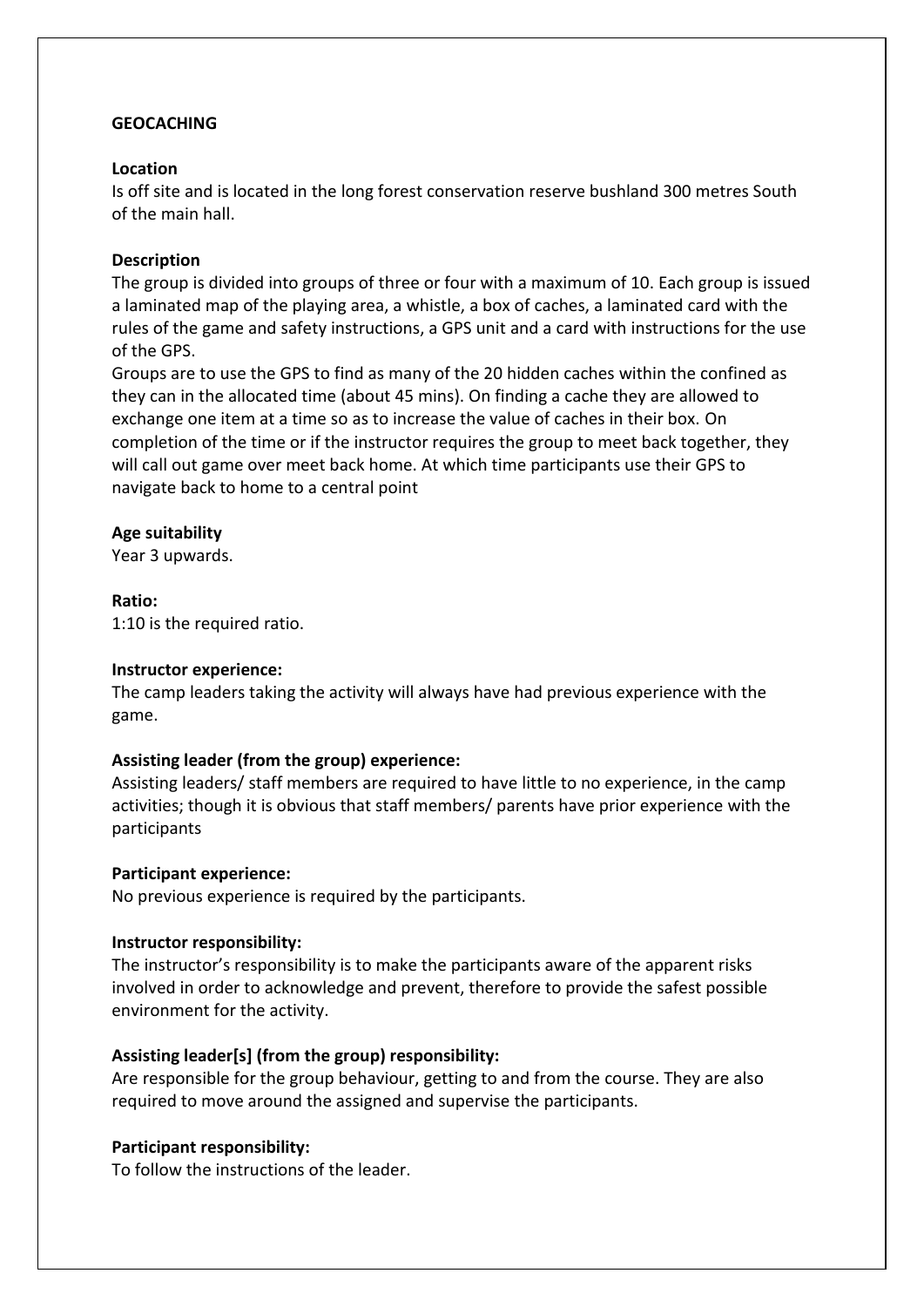**GEOCACHING**

**Location**
Is off site and is located in the long forest conservation reserve bushland 300 metres South of the main hall.

**Description**
The group is divided into groups of three or four with a maximum of 10. Each group is issued a laminated map of the playing area, a whistle, a box of caches, a laminated card with the rules of the game and safety instructions, a GPS unit and a card with instructions for the use of the GPS.
Groups are to use the GPS to find as many of the 20 hidden caches within the confined as they can in the allocated time (about 45 mins). On finding a cache they are allowed to exchange one item at a time so as to increase the value of caches in their box. On completion of the time or if the instructor requires the group to meet back together, they will call out game over meet back home. At which time participants use their GPS to navigate back to home to a central point

**Age suitability**
Year 3 upwards.

**Ratio:**
1:10 is the required ratio.

**Instructor experience:**
The camp leaders taking the activity will always have had previous experience with the game.

**Assisting leader (from the group) experience:**
Assisting leaders/ staff members are required to have little to no experience, in the camp activities; though it is obvious that staff members/ parents have prior experience with the participants

**Participant experience:**
No previous experience is required by the participants.

**Instructor responsibility:**
The instructor's responsibility is to make the participants aware of the apparent risks involved in order to acknowledge and prevent, therefore to provide the safest possible environment for the activity.

**Assisting leader[s] (from the group) responsibility:**
Are responsible for the group behaviour, getting to and from the course. They are also required to move around the assigned and supervise the participants.

**Participant responsibility:**
To follow the instructions of the leader.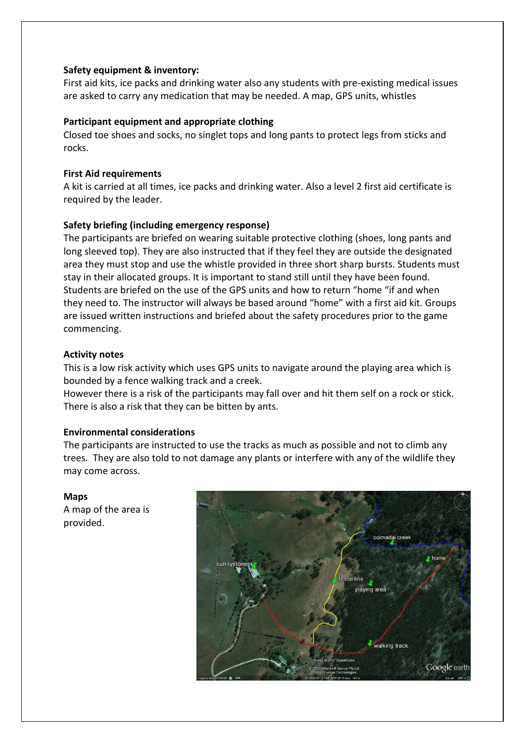**Safety equipment & inventory:**
First aid kits, ice packs and drinking water also any students with pre-existing medical issues are asked to carry any medication that may be needed. A map, GPS units, whistles

**Participant equipment and appropriate clothing**
Closed toe shoes and socks, no singlet tops and long pants to protect legs from sticks and rocks.

**First Aid requirements**
A kit is carried at all times, ice packs and drinking water. Also a level 2 first aid certificate is required by the leader.

**Safety briefing (including emergency response)**
The participants are briefed on wearing suitable protective clothing (shoes, long pants and long sleeved top). They are also instructed that if they feel they are outside the designated area they must stop and use the whistle provided in three short sharp bursts. Students must stay in their allocated groups. It is important to stand still until they have been found. Students are briefed on the use of the GPS units and how to return "home "if and when they need to. The instructor will always be based around "home" with a first aid kit. Groups are issued written instructions and briefed about the safety procedures prior to the game commencing.

**Activity notes**
This is a low risk activity which uses GPS units to navigate around the playing area which is bounded by a fence walking track and a creek.
However there is a risk of the participants may fall over and hit them self on a rock or stick. There is also a risk that they can be bitten by ants.

**Environmental considerations**
The participants are instructed to use the tracks as much as possible and not to climb any trees. They are also told to not damage any plants or interfere with any of the wildlife they may come across.

**Maps**
A map of the area is provided.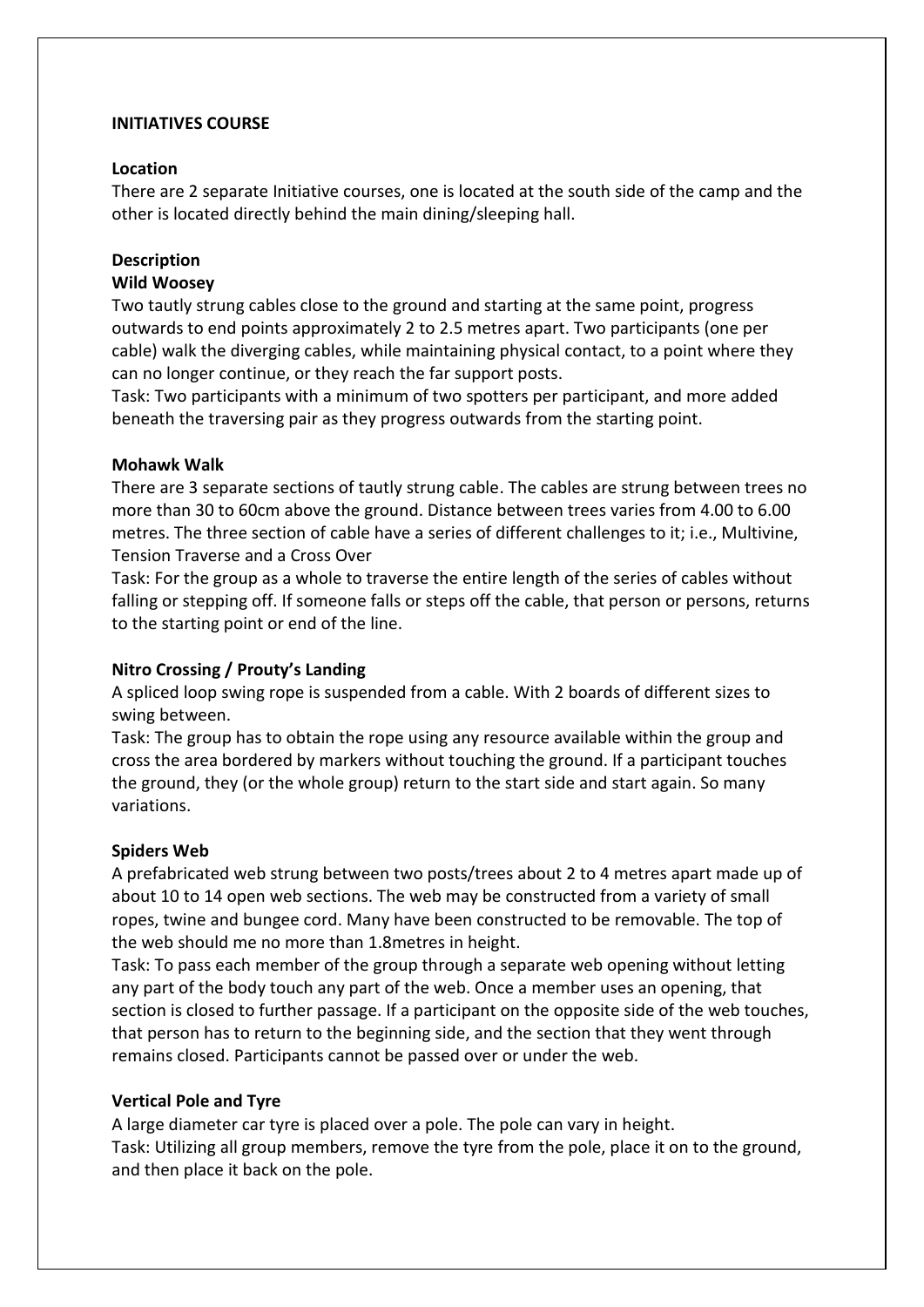**INITIATIVES COURSE**

**Location**

There are 2 separate Initiative courses, one is located at the south side of the camp and the other is located directly behind the main dining/sleeping hall.

**Description**

**Wild Woosey**

Two tautly strung cables close to the ground and starting at the same point, progress outwards to end points approximately 2 to 2.5 metres apart. Two participants (one per cable) walk the diverging cables, while maintaining physical contact, to a point where they can no longer continue, or they reach the far support posts.

Task: Two participants with a minimum of two spotters per participant, and more added beneath the traversing pair as they progress outwards from the starting point.

**Mohawk Walk**

There are 3 separate sections of tautly strung cable. The cables are strung between trees no more than 30 to 60cm above the ground. Distance between trees varies from 4.00 to 6.00 metres. The three section of cable have a series of different challenges to it; i.e., Multivine, Tension Traverse and a Cross Over

Task: For the group as a whole to traverse the entire length of the series of cables without falling or stepping off. If someone falls or steps off the cable, that person or persons, returns to the starting point or end of the line.

**Nitro Crossing / Prouty's Landing**

A spliced loop swing rope is suspended from a cable. With 2 boards of different sizes to swing between.

Task: The group has to obtain the rope using any resource available within the group and cross the area bordered by markers without touching the ground. If a participant touches the ground, they (or the whole group) return to the start side and start again. So many variations.

**Spiders Web**

A prefabricated web strung between two posts/trees about 2 to 4 metres apart made up of about 10 to 14 open web sections. The web may be constructed from a variety of small ropes, twine and bungee cord. Many have been constructed to be removable. The top of the web should me no more than 1.8metres in height.

Task: To pass each member of the group through a separate web opening without letting any part of the body touch any part of the web. Once a member uses an opening, that section is closed to further passage. If a participant on the opposite side of the web touches, that person has to return to the beginning side, and the section that they went through remains closed. Participants cannot be passed over or under the web.

**Vertical Pole and Tyre**

A large diameter car tyre is placed over a pole. The pole can vary in height.

Task: Utilizing all group members, remove the tyre from the pole, place it on to the ground, and then place it back on the pole.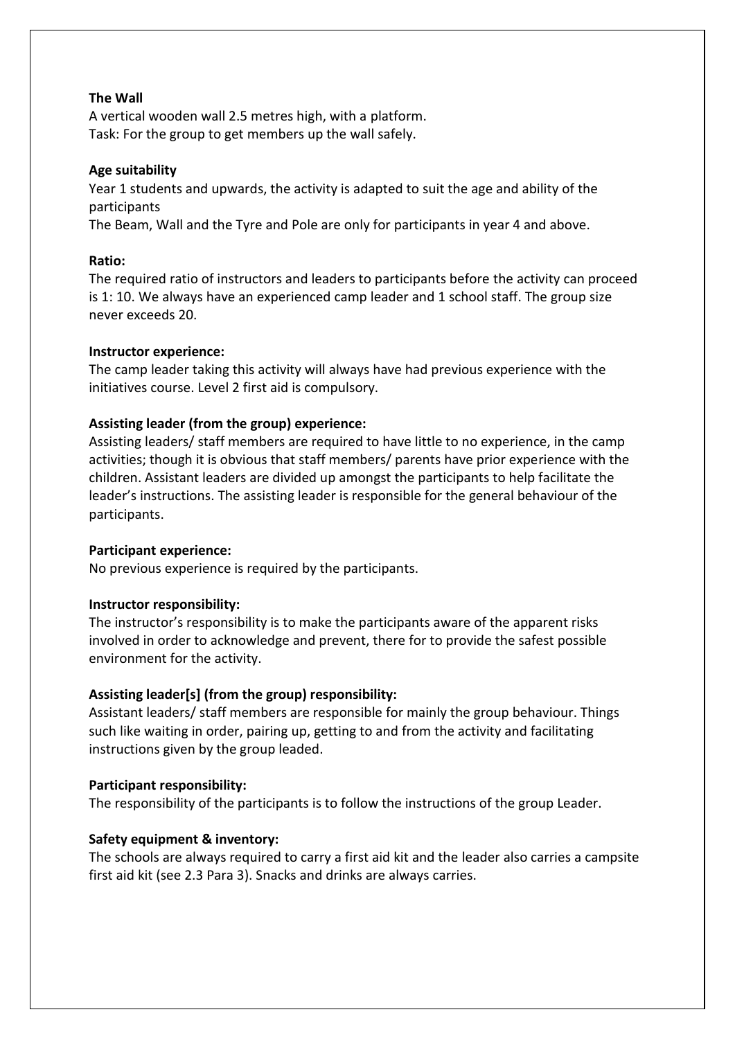**The Wall**

A vertical wooden wall 2.5 metres high, with a platform.
Task: For the group to get members up the wall safely.

**Age suitability**

Year 1 students and upwards, the activity is adapted to suit the age and ability of the participants
The Beam, Wall and the Tyre and Pole are only for participants in year 4 and above.

**Ratio:**

The required ratio of instructors and leaders to participants before the activity can proceed is 1: 10. We always have an experienced camp leader and 1 school staff. The group size never exceeds 20.

**Instructor experience:**

The camp leader taking this activity will always have had previous experience with the initiatives course. Level 2 first aid is compulsory.

**Assisting leader (from the group) experience:**

Assisting leaders/ staff members are required to have little to no experience, in the camp activities; though it is obvious that staff members/ parents have prior experience with the children. Assistant leaders are divided up amongst the participants to help facilitate the leader's instructions. The assisting leader is responsible for the general behaviour of the participants.

**Participant experience:**

No previous experience is required by the participants.

**Instructor responsibility:**

The instructor's responsibility is to make the participants aware of the apparent risks involved in order to acknowledge and prevent, there for to provide the safest possible environment for the activity.

**Assisting leader[s] (from the group) responsibility:**

Assistant leaders/ staff members are responsible for mainly the group behaviour. Things such like waiting in order, pairing up, getting to and from the activity and facilitating instructions given by the group leaded.

**Participant responsibility:**

The responsibility of the participants is to follow the instructions of the group Leader.

**Safety equipment & inventory:**

The schools are always required to carry a first aid kit and the leader also carries a campsite first aid kit (see 2.3 Para 3). Snacks and drinks are always carries.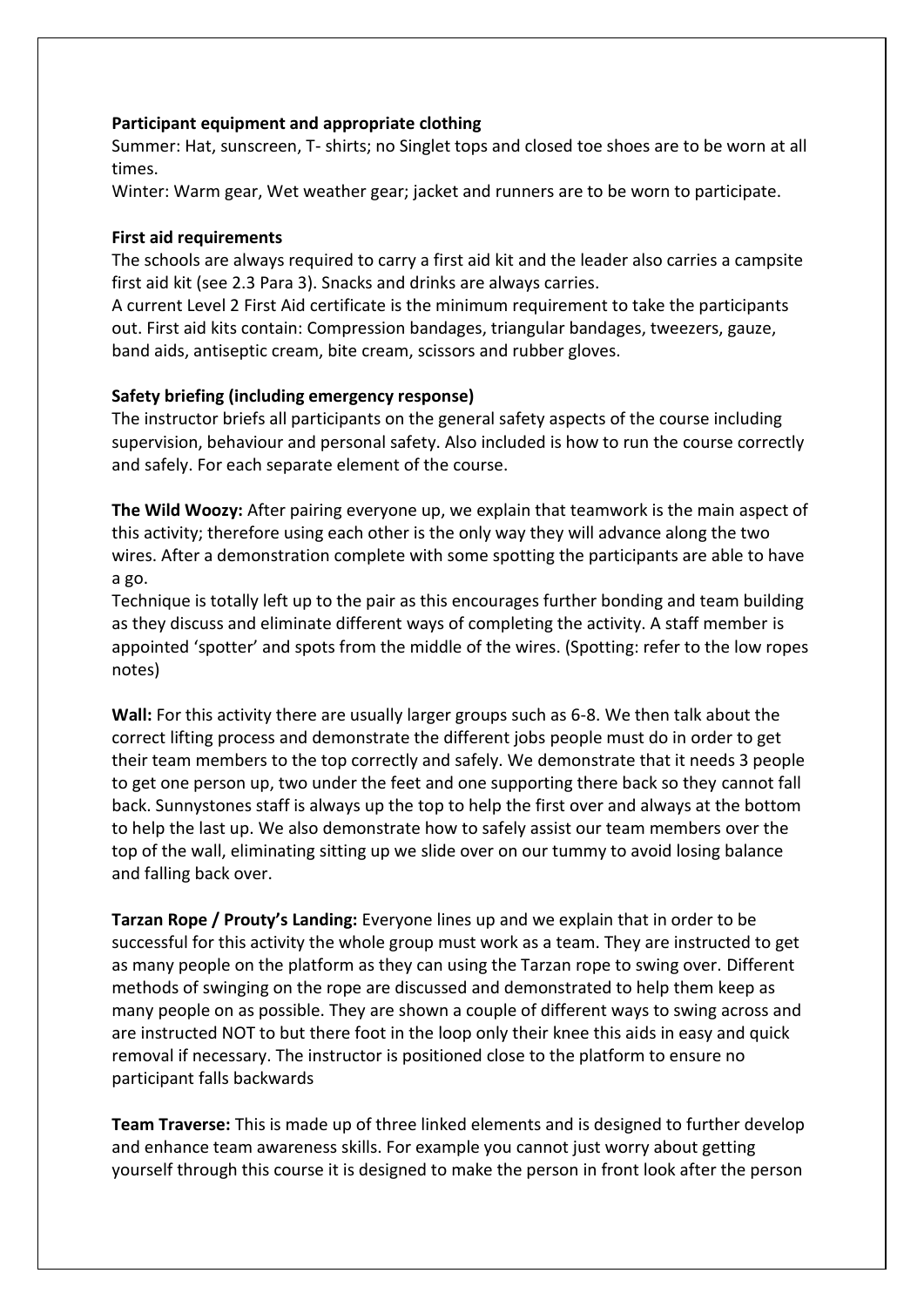**Participant equipment and appropriate clothing**

Summer: Hat, sunscreen, T- shirts; no Singlet tops and closed toe shoes are to be worn at all times.

Winter: Warm gear, Wet weather gear; jacket and runners are to be worn to participate.

**First aid requirements**

The schools are always required to carry a first aid kit and the leader also carries a campsite first aid kit (see 2.3 Para 3). Snacks and drinks are always carries.

A current Level 2 First Aid certificate is the minimum requirement to take the participants out. First aid kits contain: Compression bandages, triangular bandages, tweezers, gauze, band aids, antiseptic cream, bite cream, scissors and rubber gloves.

**Safety briefing (including emergency response)**

The instructor briefs all participants on the general safety aspects of the course including supervision, behaviour and personal safety. Also included is how to run the course correctly and safely. For each separate element of the course.

**The Wild Woozy:** After pairing everyone up, we explain that teamwork is the main aspect of this activity; therefore using each other is the only way they will advance along the two wires. After a demonstration complete with some spotting the participants are able to have a go.

Technique is totally left up to the pair as this encourages further bonding and team building as they discuss and eliminate different ways of completing the activity. A staff member is appointed 'spotter' and spots from the middle of the wires. (Spotting: refer to the low ropes notes)

**Wall:** For this activity there are usually larger groups such as 6-8. We then talk about the correct lifting process and demonstrate the different jobs people must do in order to get their team members to the top correctly and safely. We demonstrate that it needs 3 people to get one person up, two under the feet and one supporting there back so they cannot fall back. Sunnystones staff is always up the top to help the first over and always at the bottom to help the last up. We also demonstrate how to safely assist our team members over the top of the wall, eliminating sitting up we slide over on our tummy to avoid losing balance and falling back over.

**Tarzan Rope / Prouty's Landing:** Everyone lines up and we explain that in order to be successful for this activity the whole group must work as a team. They are instructed to get as many people on the platform as they can using the Tarzan rope to swing over. Different methods of swinging on the rope are discussed and demonstrated to help them keep as many people on as possible. They are shown a couple of different ways to swing across and are instructed NOT to but there foot in the loop only their knee this aids in easy and quick removal if necessary. The instructor is positioned close to the platform to ensure no participant falls backwards

**Team Traverse:** This is made up of three linked elements and is designed to further develop and enhance team awareness skills. For example you cannot just worry about getting yourself through this course it is designed to make the person in front look after the person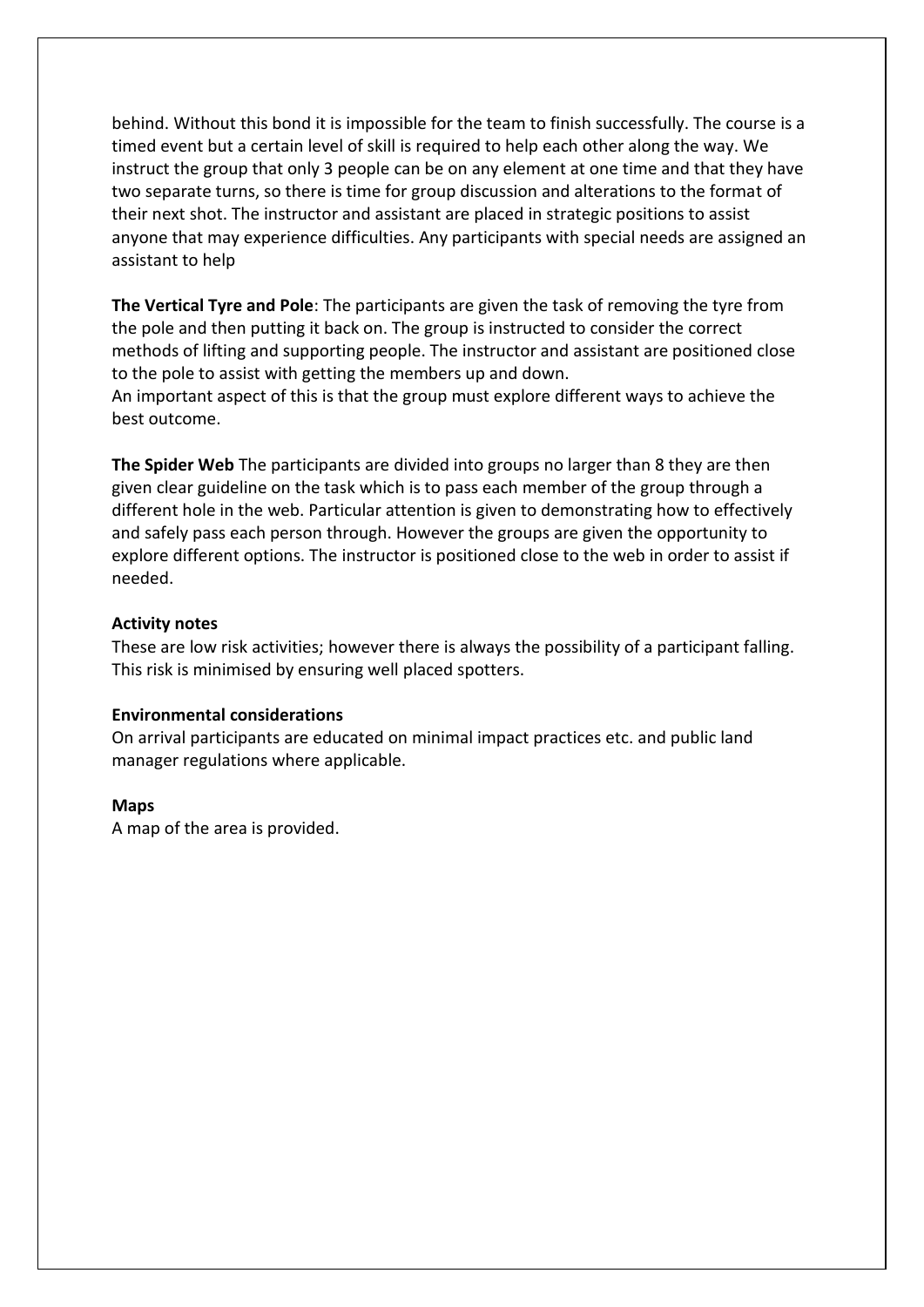behind. Without this bond it is impossible for the team to finish successfully. The course is a timed event but a certain level of skill is required to help each other along the way. We instruct the group that only 3 people can be on any element at one time and that they have two separate turns, so there is time for group discussion and alterations to the format of their next shot. The instructor and assistant are placed in strategic positions to assist anyone that may experience difficulties. Any participants with special needs are assigned an assistant to help

**The Vertical Tyre and Pole**: The participants are given the task of removing the tyre from the pole and then putting it back on. The group is instructed to consider the correct methods of lifting and supporting people. The instructor and assistant are positioned close to the pole to assist with getting the members up and down.
An important aspect of this is that the group must explore different ways to achieve the best outcome.

**The Spider Web** The participants are divided into groups no larger than 8 they are then given clear guideline on the task which is to pass each member of the group through a different hole in the web. Particular attention is given to demonstrating how to effectively and safely pass each person through. However the groups are given the opportunity to explore different options. The instructor is positioned close to the web in order to assist if needed.

**Activity notes**

These are low risk activities; however there is always the possibility of a participant falling. This risk is minimised by ensuring well placed spotters.

**Environmental considerations**

On arrival participants are educated on minimal impact practices etc. and public land manager regulations where applicable.

**Maps**

A map of the area is provided.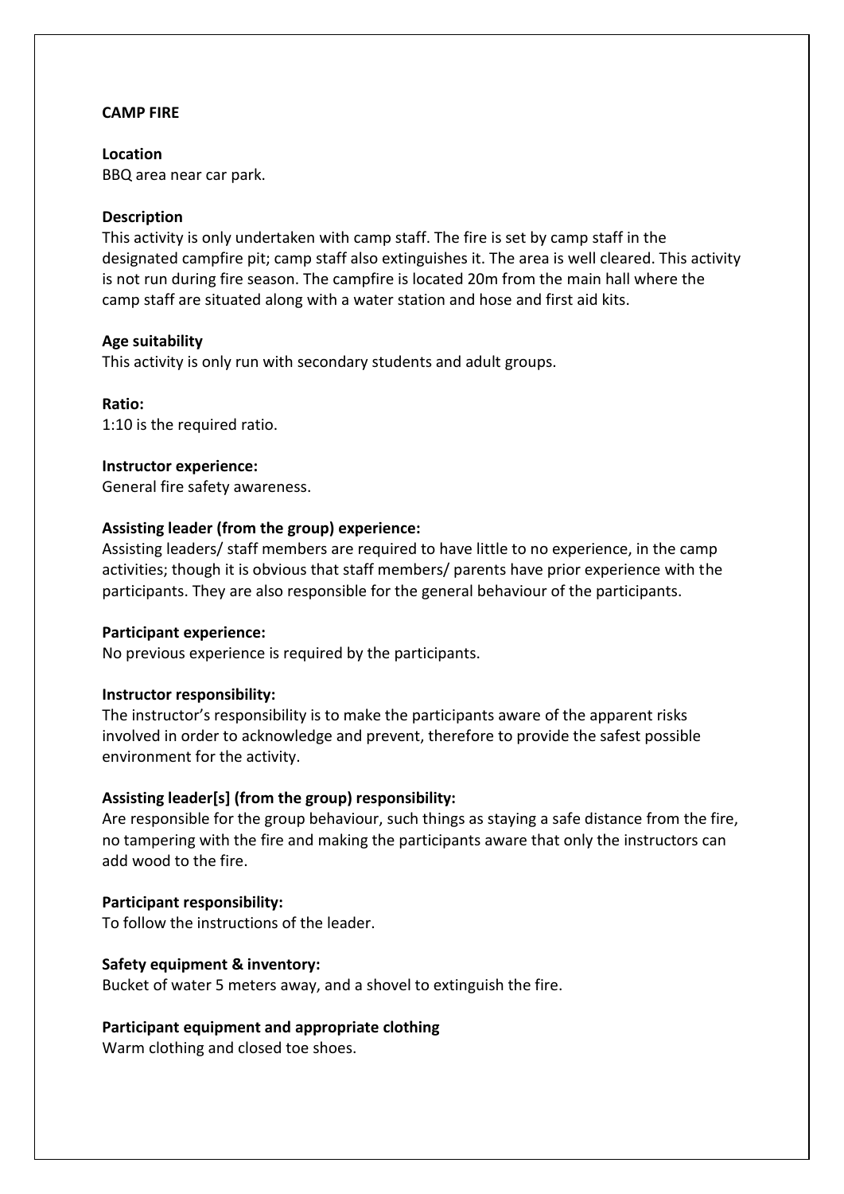**CAMP FIRE**

**Location**

BBQ area near car park.

**Description**

This activity is only undertaken with camp staff. The fire is set by camp staff in the designated campfire pit; camp staff also extinguishes it. The area is well cleared. This activity is not run during fire season. The campfire is located 20m from the main hall where the camp staff are situated along with a water station and hose and first aid kits.

**Age suitability**

This activity is only run with secondary students and adult groups.

**Ratio:**

1:10 is the required ratio.

**Instructor experience:**

General fire safety awareness.

**Assisting leader (from the group) experience:**

Assisting leaders/ staff members are required to have little to no experience, in the camp activities; though it is obvious that staff members/ parents have prior experience with the participants. They are also responsible for the general behaviour of the participants.

**Participant experience:**

No previous experience is required by the participants.

**Instructor responsibility:**

The instructor's responsibility is to make the participants aware of the apparent risks involved in order to acknowledge and prevent, therefore to provide the safest possible environment for the activity.

**Assisting leader[s] (from the group) responsibility:**

Are responsible for the group behaviour, such things as staying a safe distance from the fire, no tampering with the fire and making the participants aware that only the instructors can add wood to the fire.

**Participant responsibility:**

To follow the instructions of the leader.

**Safety equipment & inventory:**

Bucket of water 5 meters away, and a shovel to extinguish the fire.

**Participant equipment and appropriate clothing**

Warm clothing and closed toe shoes.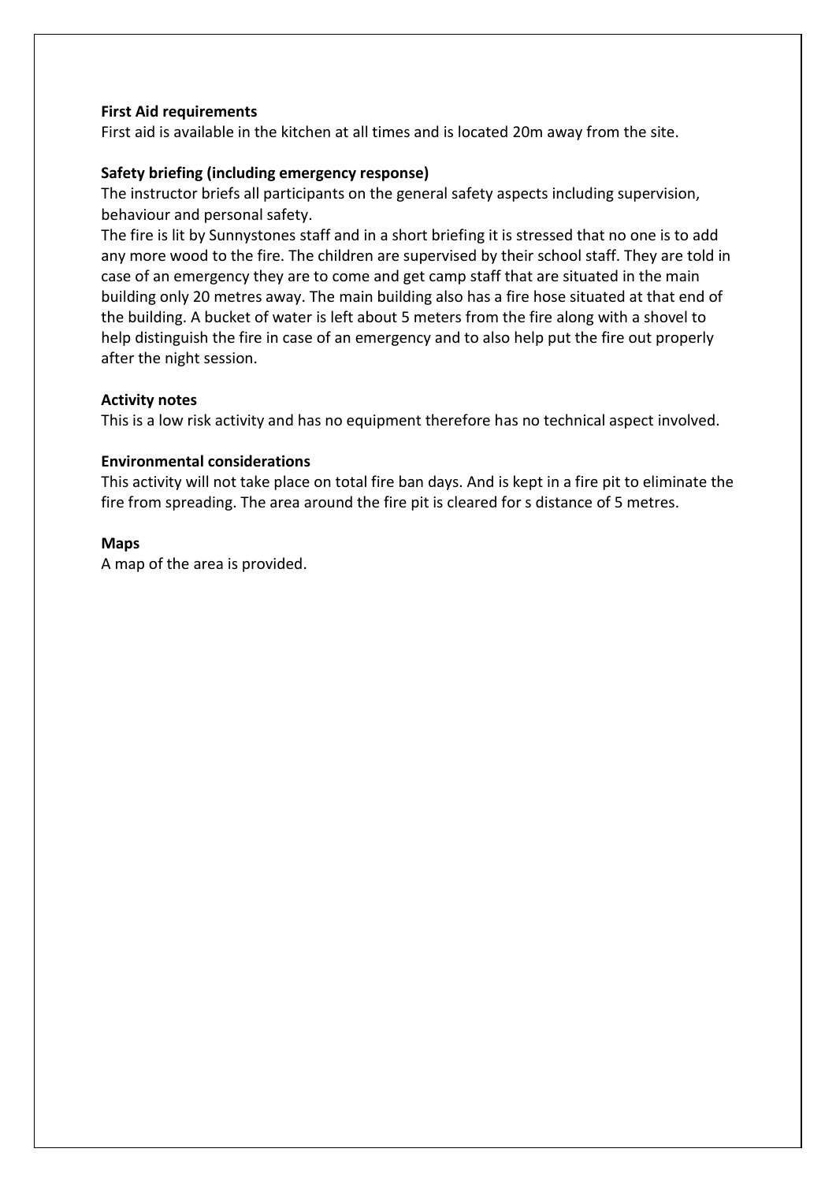**First Aid requirements**

First aid is available in the kitchen at all times and is located 20m away from the site.

**Safety briefing (including emergency response)**

The instructor briefs all participants on the general safety aspects including supervision, behaviour and personal safety.

The fire is lit by Sunnystones staff and in a short briefing it is stressed that no one is to add any more wood to the fire. The children are supervised by their school staff. They are told in case of an emergency they are to come and get camp staff that are situated in the main building only 20 metres away. The main building also has a fire hose situated at that end of the building. A bucket of water is left about 5 meters from the fire along with a shovel to help distinguish the fire in case of an emergency and to also help put the fire out properly after the night session.

**Activity notes**

This is a low risk activity and has no equipment therefore has no technical aspect involved.

**Environmental considerations**

This activity will not take place on total fire ban days. And is kept in a fire pit to eliminate the fire from spreading. The area around the fire pit is cleared for s distance of 5 metres.

**Maps**

A map of the area is provided.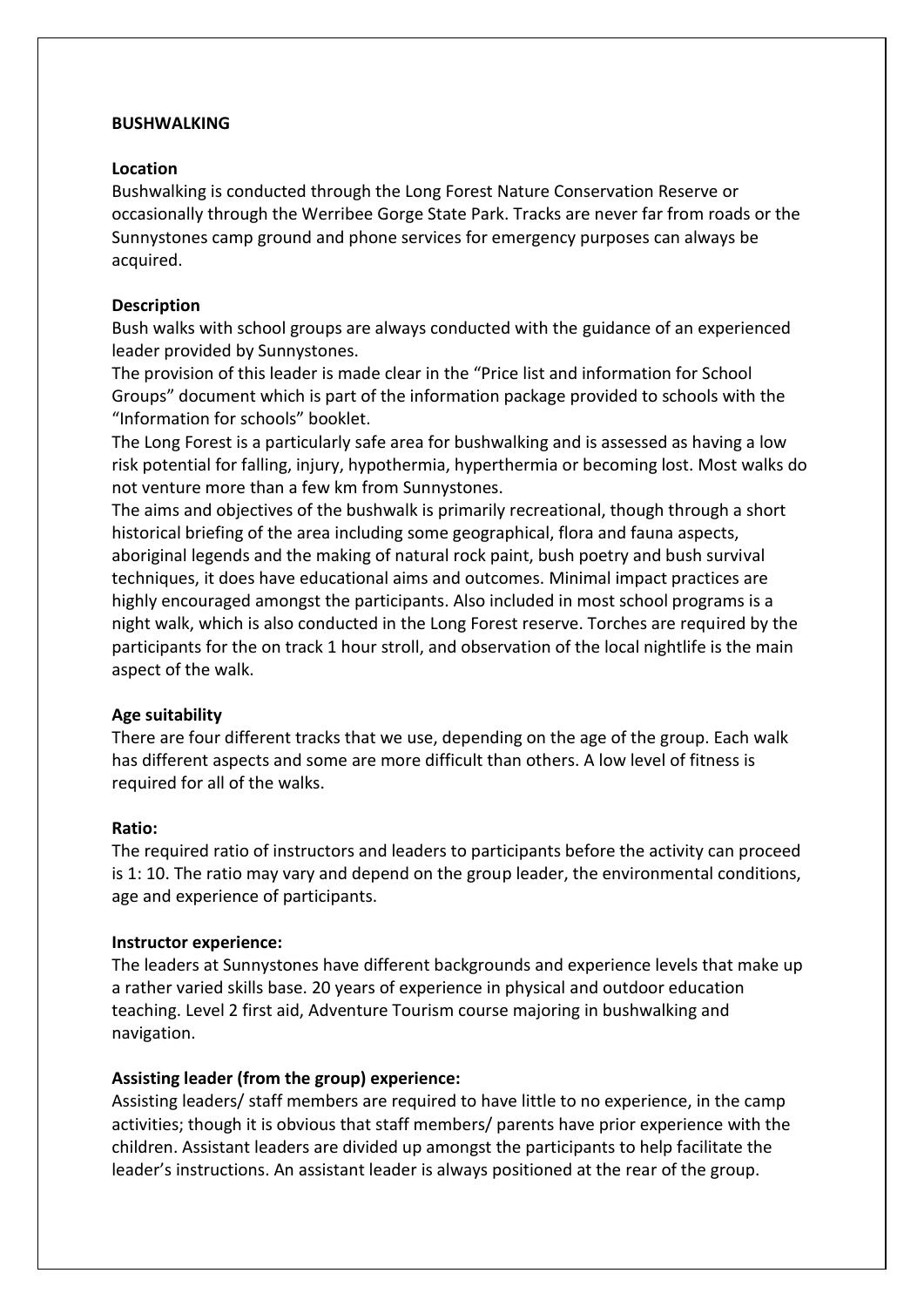**BUSHWALKING**

**Location**

Bushwalking is conducted through the Long Forest Nature Conservation Reserve or occasionally through the Werribee Gorge State Park. Tracks are never far from roads or the Sunnystones camp ground and phone services for emergency purposes can always be acquired.

**Description**

Bush walks with school groups are always conducted with the guidance of an experienced leader provided by Sunnystones.

The provision of this leader is made clear in the "Price list and information for School Groups" document which is part of the information package provided to schools with the "Information for schools" booklet.

The Long Forest is a particularly safe area for bushwalking and is assessed as having a low risk potential for falling, injury, hypothermia, hyperthermia or becoming lost. Most walks do not venture more than a few km from Sunnystones.

The aims and objectives of the bushwalk is primarily recreational, though through a short historical briefing of the area including some geographical, flora and fauna aspects, aboriginal legends and the making of natural rock paint, bush poetry and bush survival techniques, it does have educational aims and outcomes. Minimal impact practices are highly encouraged amongst the participants. Also included in most school programs is a night walk, which is also conducted in the Long Forest reserve. Torches are required by the participants for the on track 1 hour stroll, and observation of the local nightlife is the main aspect of the walk.

**Age suitability**

There are four different tracks that we use, depending on the age of the group. Each walk has different aspects and some are more difficult than others. A low level of fitness is required for all of the walks.

**Ratio:**

The required ratio of instructors and leaders to participants before the activity can proceed is 1: 10. The ratio may vary and depend on the group leader, the environmental conditions, age and experience of participants.

**Instructor experience:**

The leaders at Sunnystones have different backgrounds and experience levels that make up a rather varied skills base. 20 years of experience in physical and outdoor education teaching. Level 2 first aid, Adventure Tourism course majoring in bushwalking and navigation.

**Assisting leader (from the group) experience:**

Assisting leaders/ staff members are required to have little to no experience, in the camp activities; though it is obvious that staff members/ parents have prior experience with the children. Assistant leaders are divided up amongst the participants to help facilitate the leader's instructions. An assistant leader is always positioned at the rear of the group.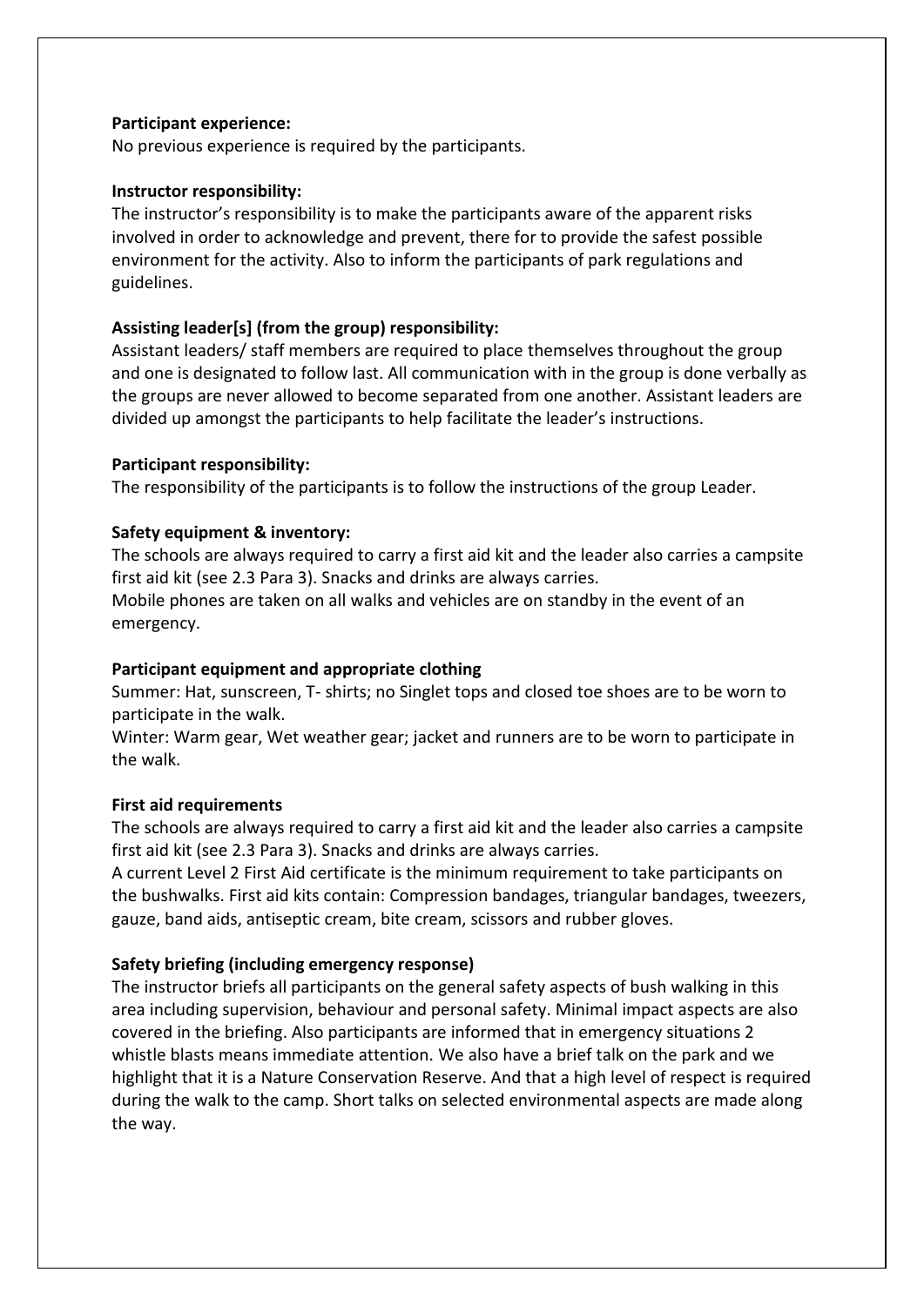**Participant experience:**
No previous experience is required by the participants.

**Instructor responsibility:**
The instructor's responsibility is to make the participants aware of the apparent risks involved in order to acknowledge and prevent, there for to provide the safest possible environment for the activity. Also to inform the participants of park regulations and guidelines.

**Assisting leader[s] (from the group) responsibility:**
Assistant leaders/ staff members are required to place themselves throughout the group and one is designated to follow last. All communication with in the group is done verbally as the groups are never allowed to become separated from one another. Assistant leaders are divided up amongst the participants to help facilitate the leader's instructions.

**Participant responsibility:**
The responsibility of the participants is to follow the instructions of the group Leader.

**Safety equipment & inventory:**
The schools are always required to carry a first aid kit and the leader also carries a campsite first aid kit (see 2.3 Para 3). Snacks and drinks are always carries.
Mobile phones are taken on all walks and vehicles are on standby in the event of an emergency.

**Participant equipment and appropriate clothing**
Summer: Hat, sunscreen, T- shirts; no Singlet tops and closed toe shoes are to be worn to participate in the walk.
Winter: Warm gear, Wet weather gear; jacket and runners are to be worn to participate in the walk.

**First aid requirements**
The schools are always required to carry a first aid kit and the leader also carries a campsite first aid kit (see 2.3 Para 3). Snacks and drinks are always carries.
A current Level 2 First Aid certificate is the minimum requirement to take participants on the bushwalks. First aid kits contain: Compression bandages, triangular bandages, tweezers, gauze, band aids, antiseptic cream, bite cream, scissors and rubber gloves.

**Safety briefing (including emergency response)**
The instructor briefs all participants on the general safety aspects of bush walking in this area including supervision, behaviour and personal safety. Minimal impact aspects are also covered in the briefing. Also participants are informed that in emergency situations 2 whistle blasts means immediate attention. We also have a brief talk on the park and we highlight that it is a Nature Conservation Reserve. And that a high level of respect is required during the walk to the camp. Short talks on selected environmental aspects are made along the way.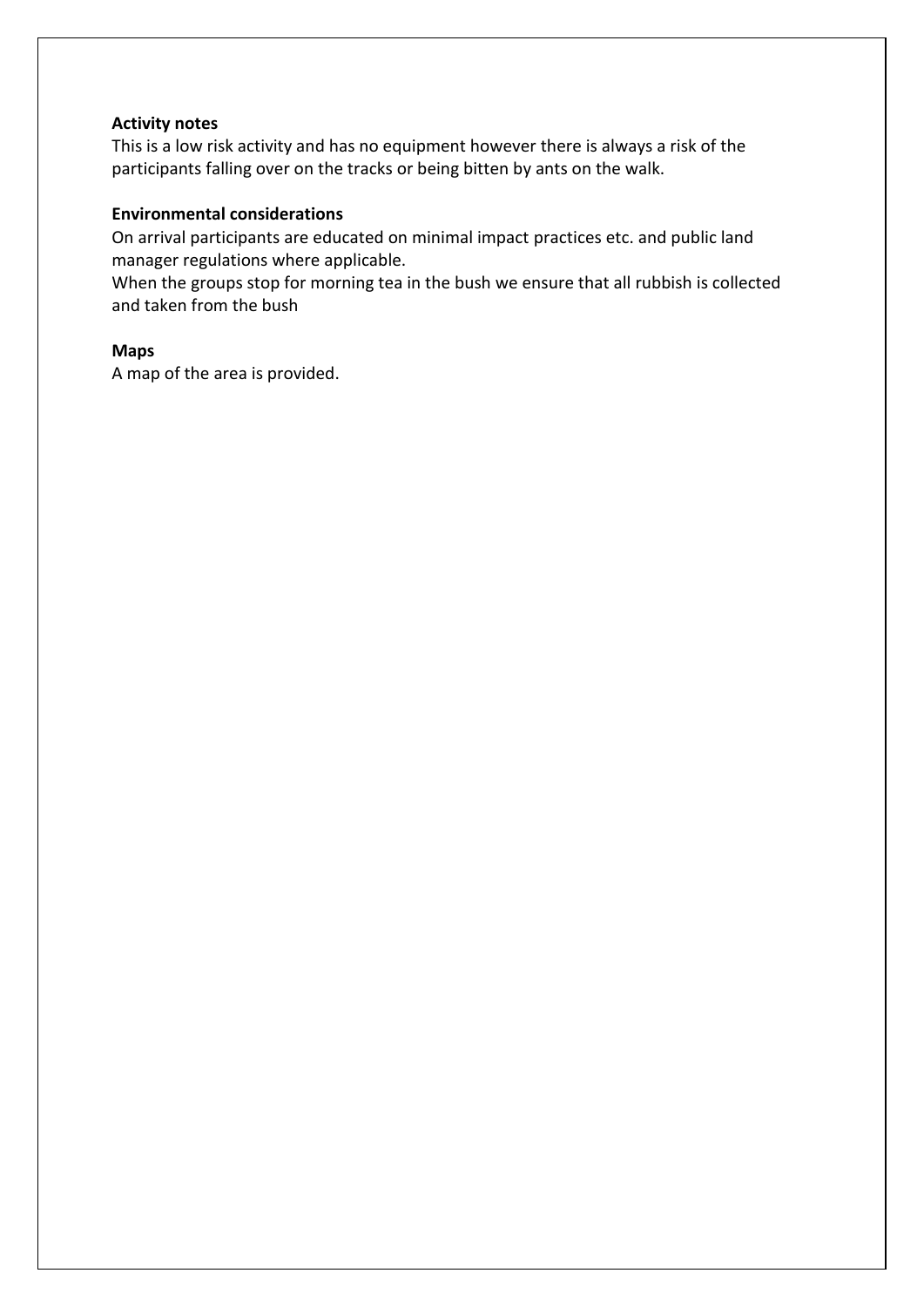**Activity notes**

This is a low risk activity and has no equipment however there is always a risk of the participants falling over on the tracks or being bitten by ants on the walk.

**Environmental considerations**

On arrival participants are educated on minimal impact practices etc. and public land manager regulations where applicable.

When the groups stop for morning tea in the bush we ensure that all rubbish is collected and taken from the bush

**Maps**

A map of the area is provided.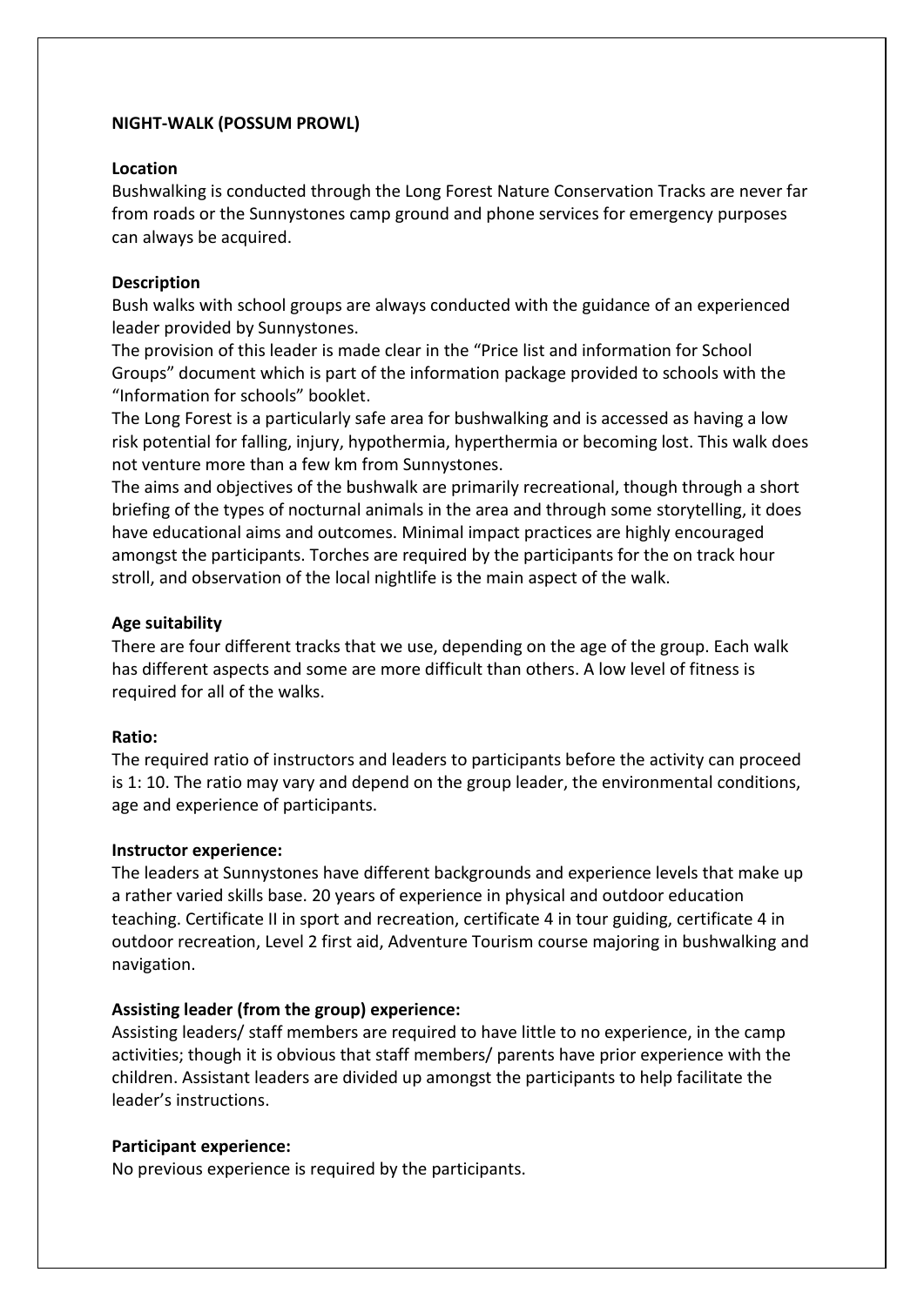**NIGHT-WALK (POSSUM PROWL)**

**Location**

Bushwalking is conducted through the Long Forest Nature Conservation Tracks are never far from roads or the Sunnystones camp ground and phone services for emergency purposes can always be acquired.

**Description**

Bush walks with school groups are always conducted with the guidance of an experienced leader provided by Sunnystones.

The provision of this leader is made clear in the "Price list and information for School Groups" document which is part of the information package provided to schools with the "Information for schools" booklet.

The Long Forest is a particularly safe area for bushwalking and is accessed as having a low risk potential for falling, injury, hypothermia, hyperthermia or becoming lost. This walk does not venture more than a few km from Sunnystones.

The aims and objectives of the bushwalk are primarily recreational, though through a short briefing of the types of nocturnal animals in the area and through some storytelling, it does have educational aims and outcomes. Minimal impact practices are highly encouraged amongst the participants. Torches are required by the participants for the on track hour stroll, and observation of the local nightlife is the main aspect of the walk.

**Age suitability**

There are four different tracks that we use, depending on the age of the group. Each walk has different aspects and some are more difficult than others. A low level of fitness is required for all of the walks.

**Ratio:**

The required ratio of instructors and leaders to participants before the activity can proceed is 1: 10. The ratio may vary and depend on the group leader, the environmental conditions, age and experience of participants.

**Instructor experience:**

The leaders at Sunnystones have different backgrounds and experience levels that make up a rather varied skills base. 20 years of experience in physical and outdoor education teaching. Certificate II in sport and recreation, certificate 4 in tour guiding, certificate 4 in outdoor recreation, Level 2 first aid, Adventure Tourism course majoring in bushwalking and navigation.

**Assisting leader (from the group) experience:**

Assisting leaders/ staff members are required to have little to no experience, in the camp activities; though it is obvious that staff members/ parents have prior experience with the children. Assistant leaders are divided up amongst the participants to help facilitate the leader's instructions.

**Participant experience:**

No previous experience is required by the participants.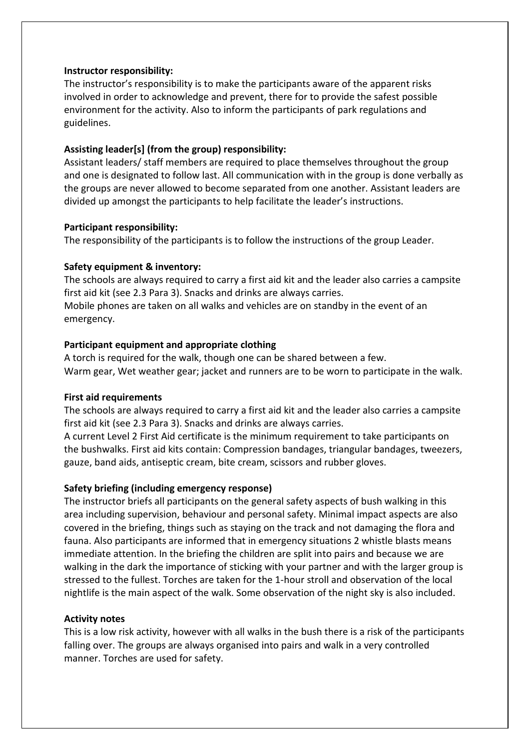**Instructor responsibility:**
The instructor's responsibility is to make the participants aware of the apparent risks involved in order to acknowledge and prevent, there for to provide the safest possible environment for the activity. Also to inform the participants of park regulations and guidelines.

**Assisting leader[s] (from the group) responsibility:**
Assistant leaders/ staff members are required to place themselves throughout the group and one is designated to follow last. All communication with in the group is done verbally as the groups are never allowed to become separated from one another. Assistant leaders are divided up amongst the participants to help facilitate the leader's instructions.

**Participant responsibility:**
The responsibility of the participants is to follow the instructions of the group Leader.

**Safety equipment & inventory:**
The schools are always required to carry a first aid kit and the leader also carries a campsite first aid kit (see 2.3 Para 3). Snacks and drinks are always carries.
Mobile phones are taken on all walks and vehicles are on standby in the event of an emergency.

**Participant equipment and appropriate clothing**
A torch is required for the walk, though one can be shared between a few.
Warm gear, Wet weather gear; jacket and runners are to be worn to participate in the walk.

**First aid requirements**
The schools are always required to carry a first aid kit and the leader also carries a campsite first aid kit (see 2.3 Para 3). Snacks and drinks are always carries.
A current Level 2 First Aid certificate is the minimum requirement to take participants on the bushwalks. First aid kits contain: Compression bandages, triangular bandages, tweezers, gauze, band aids, antiseptic cream, bite cream, scissors and rubber gloves.

**Safety briefing (including emergency response)**
The instructor briefs all participants on the general safety aspects of bush walking in this area including supervision, behaviour and personal safety. Minimal impact aspects are also covered in the briefing, things such as staying on the track and not damaging the flora and fauna. Also participants are informed that in emergency situations 2 whistle blasts means immediate attention. In the briefing the children are split into pairs and because we are walking in the dark the importance of sticking with your partner and with the larger group is stressed to the fullest. Torches are taken for the 1-hour stroll and observation of the local nightlife is the main aspect of the walk. Some observation of the night sky is also included.

**Activity notes**
This is a low risk activity, however with all walks in the bush there is a risk of the participants falling over. The groups are always organised into pairs and walk in a very controlled manner. Torches are used for safety.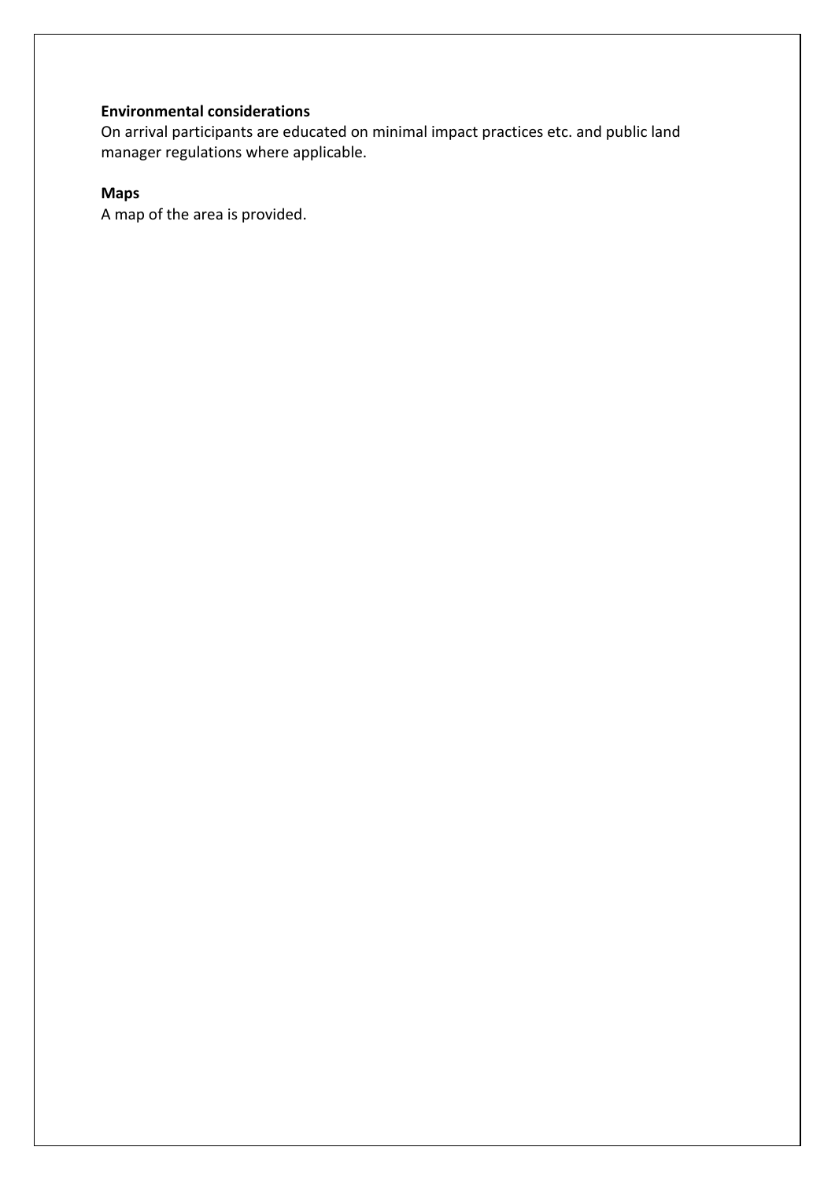**Environmental considerations**
On arrival participants are educated on minimal impact practices etc. and public land manager regulations where applicable.

**Maps**
A map of the area is provided.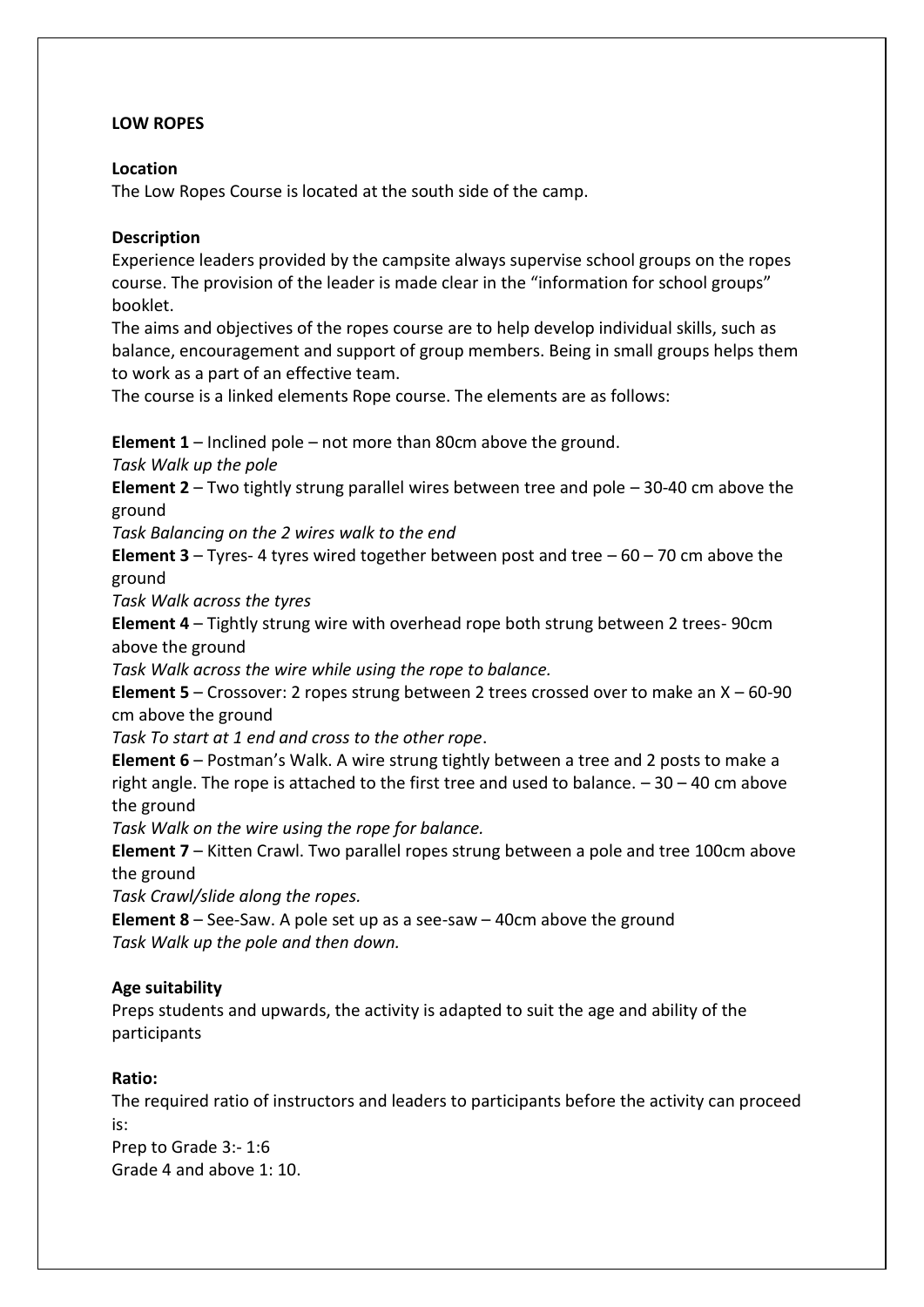**LOW ROPES**

**Location**
The Low Ropes Course is located at the south side of the camp.

**Description**
Experience leaders provided by the campsite always supervise school groups on the ropes course. The provision of the leader is made clear in the "information for school groups" booklet.
The aims and objectives of the ropes course are to help develop individual skills, such as balance, encouragement and support of group members. Being in small groups helps them to work as a part of an effective team.
The course is a linked elements Rope course. The elements are as follows:

**Element 1** – Inclined pole – not more than 80cm above the ground.
*Task Walk up the pole*
**Element 2** – Two tightly strung parallel wires between tree and pole – 30-40 cm above the ground
*Task Balancing on the 2 wires walk to the end*
**Element 3** – Tyres- 4 tyres wired together between post and tree – 60 – 70 cm above the ground
*Task Walk across the tyres*
**Element 4** – Tightly strung wire with overhead rope both strung between 2 trees- 90cm above the ground
*Task Walk across the wire while using the rope to balance.*
**Element 5** – Crossover: 2 ropes strung between 2 trees crossed over to make an X – 60-90 cm above the ground
*Task To start at 1 end and cross to the other rope*.
**Element 6** – Postman's Walk. A wire strung tightly between a tree and 2 posts to make a right angle. The rope is attached to the first tree and used to balance. – 30 – 40 cm above the ground
*Task Walk on the wire using the rope for balance.*
**Element 7** – Kitten Crawl. Two parallel ropes strung between a pole and tree 100cm above the ground
*Task Crawl/slide along the ropes.*
**Element 8** – See-Saw. A pole set up as a see-saw – 40cm above the ground
*Task Walk up the pole and then down.*

**Age suitability**
Preps students and upwards, the activity is adapted to suit the age and ability of the participants

**Ratio:**
The required ratio of instructors and leaders to participants before the activity can proceed is:
Prep to Grade 3:- 1:6
Grade 4 and above 1: 10.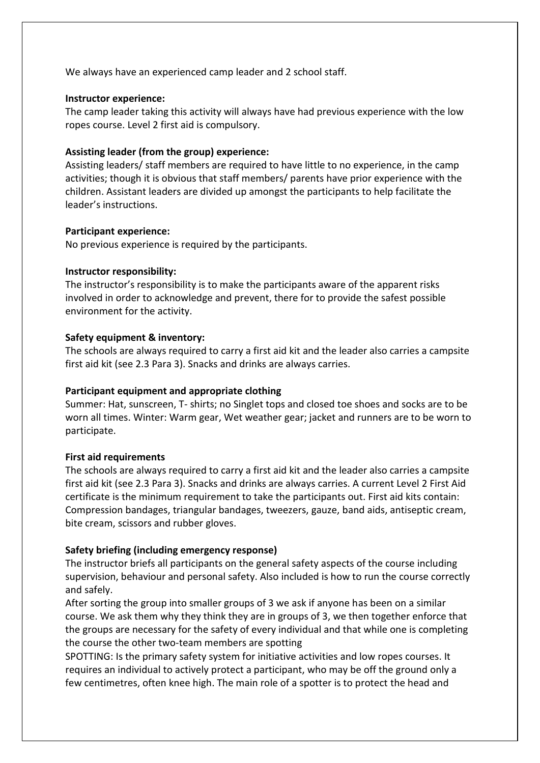We always have an experienced camp leader and 2 school staff.

**Instructor experience:**
The camp leader taking this activity will always have had previous experience with the low ropes course. Level 2 first aid is compulsory.

**Assisting leader (from the group) experience:**
Assisting leaders/ staff members are required to have little to no experience, in the camp activities; though it is obvious that staff members/ parents have prior experience with the children. Assistant leaders are divided up amongst the participants to help facilitate the leader's instructions.

**Participant experience:**
No previous experience is required by the participants.

**Instructor responsibility:**
The instructor's responsibility is to make the participants aware of the apparent risks involved in order to acknowledge and prevent, there for to provide the safest possible environment for the activity.

**Safety equipment & inventory:**
The schools are always required to carry a first aid kit and the leader also carries a campsite first aid kit (see 2.3 Para 3). Snacks and drinks are always carries.

**Participant equipment and appropriate clothing**
Summer: Hat, sunscreen, T- shirts; no Singlet tops and closed toe shoes and socks are to be worn all times. Winter: Warm gear, Wet weather gear; jacket and runners are to be worn to participate.

**First aid requirements**
The schools are always required to carry a first aid kit and the leader also carries a campsite first aid kit (see 2.3 Para 3). Snacks and drinks are always carries. A current Level 2 First Aid certificate is the minimum requirement to take the participants out. First aid kits contain: Compression bandages, triangular bandages, tweezers, gauze, band aids, antiseptic cream, bite cream, scissors and rubber gloves.

**Safety briefing (including emergency response)**
The instructor briefs all participants on the general safety aspects of the course including supervision, behaviour and personal safety. Also included is how to run the course correctly and safely.
After sorting the group into smaller groups of 3 we ask if anyone has been on a similar course. We ask them why they think they are in groups of 3, we then together enforce that the groups are necessary for the safety of every individual and that while one is completing the course the other two-team members are spotting
SPOTTING: Is the primary safety system for initiative activities and low ropes courses. It requires an individual to actively protect a participant, who may be off the ground only a few centimetres, often knee high. The main role of a spotter is to protect the head and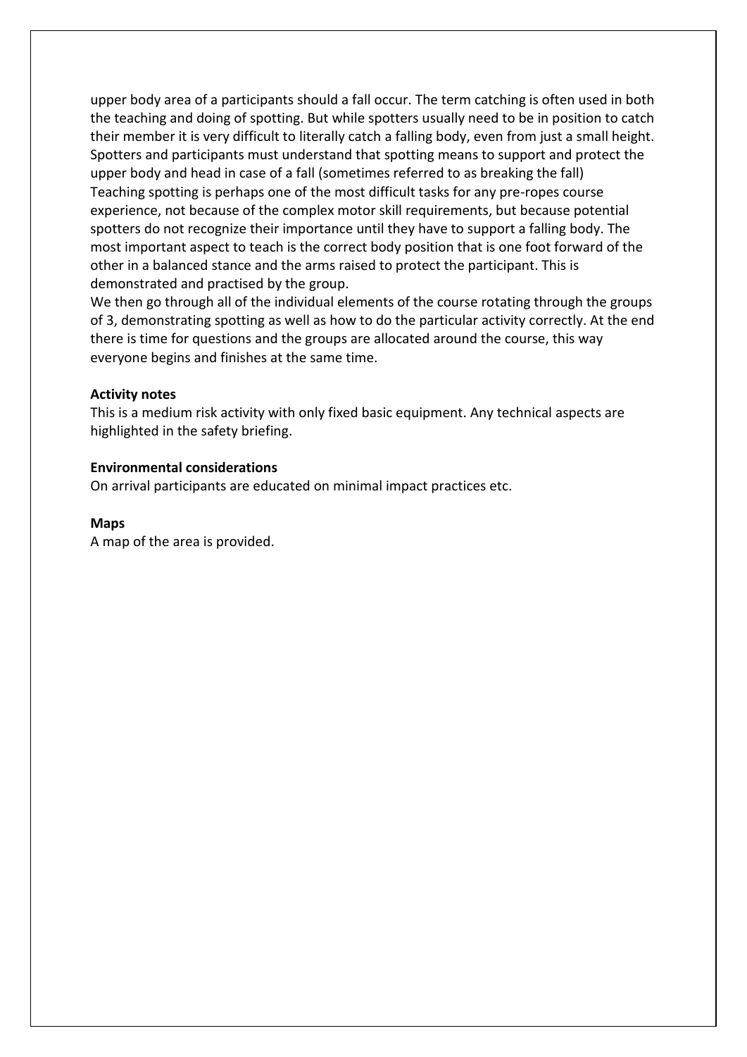upper body area of a participants should a fall occur. The term catching is often used in both the teaching and doing of spotting. But while spotters usually need to be in position to catch their member it is very difficult to literally catch a falling body, even from just a small height. Spotters and participants must understand that spotting means to support and protect the upper body and head in case of a fall (sometimes referred to as breaking the fall)

Teaching spotting is perhaps one of the most difficult tasks for any pre-ropes course experience, not because of the complex motor skill requirements, but because potential spotters do not recognize their importance until they have to support a falling body. The most important aspect to teach is the correct body position that is one foot forward of the other in a balanced stance and the arms raised to protect the participant. This is demonstrated and practised by the group.

We then go through all of the individual elements of the course rotating through the groups of 3, demonstrating spotting as well as how to do the particular activity correctly. At the end there is time for questions and the groups are allocated around the course, this way everyone begins and finishes at the same time.

**Activity notes**

This is a medium risk activity with only fixed basic equipment. Any technical aspects are highlighted in the safety briefing.

**Environmental considerations**

On arrival participants are educated on minimal impact practices etc.

**Maps**

A map of the area is provided.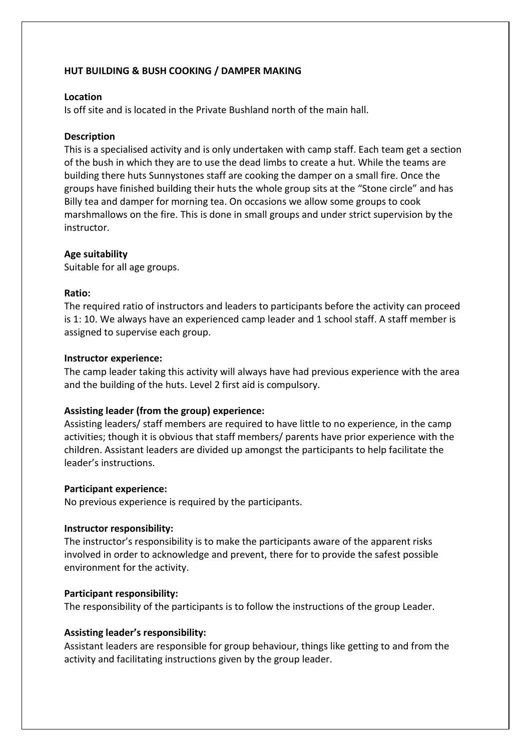**HUT BUILDING & BUSH COOKING / DAMPER MAKING**

**Location**
Is off site and is located in the Private Bushland north of the main hall.

**Description**
This is a specialised activity and is only undertaken with camp staff. Each team get a section of the bush in which they are to use the dead limbs to create a hut. While the teams are building there huts Sunnystones staff are cooking the damper on a small fire. Once the groups have finished building their huts the whole group sits at the "Stone circle" and has Billy tea and damper for morning tea. On occasions we allow some groups to cook marshmallows on the fire. This is done in small groups and under strict supervision by the instructor.

**Age suitability**
Suitable for all age groups.

**Ratio:**
The required ratio of instructors and leaders to participants before the activity can proceed is 1: 10. We always have an experienced camp leader and 1 school staff. A staff member is assigned to supervise each group.

**Instructor experience:**
The camp leader taking this activity will always have had previous experience with the area and the building of the huts. Level 2 first aid is compulsory.

**Assisting leader (from the group) experience:**
Assisting leaders/ staff members are required to have little to no experience, in the camp activities; though it is obvious that staff members/ parents have prior experience with the children. Assistant leaders are divided up amongst the participants to help facilitate the leader's instructions.

**Participant experience:**
No previous experience is required by the participants.

**Instructor responsibility:**
The instructor's responsibility is to make the participants aware of the apparent risks involved in order to acknowledge and prevent, there for to provide the safest possible environment for the activity.

**Participant responsibility:**
The responsibility of the participants is to follow the instructions of the group Leader.

**Assisting leader's responsibility:**
Assistant leaders are responsible for group behaviour, things like getting to and from the activity and facilitating instructions given by the group leader.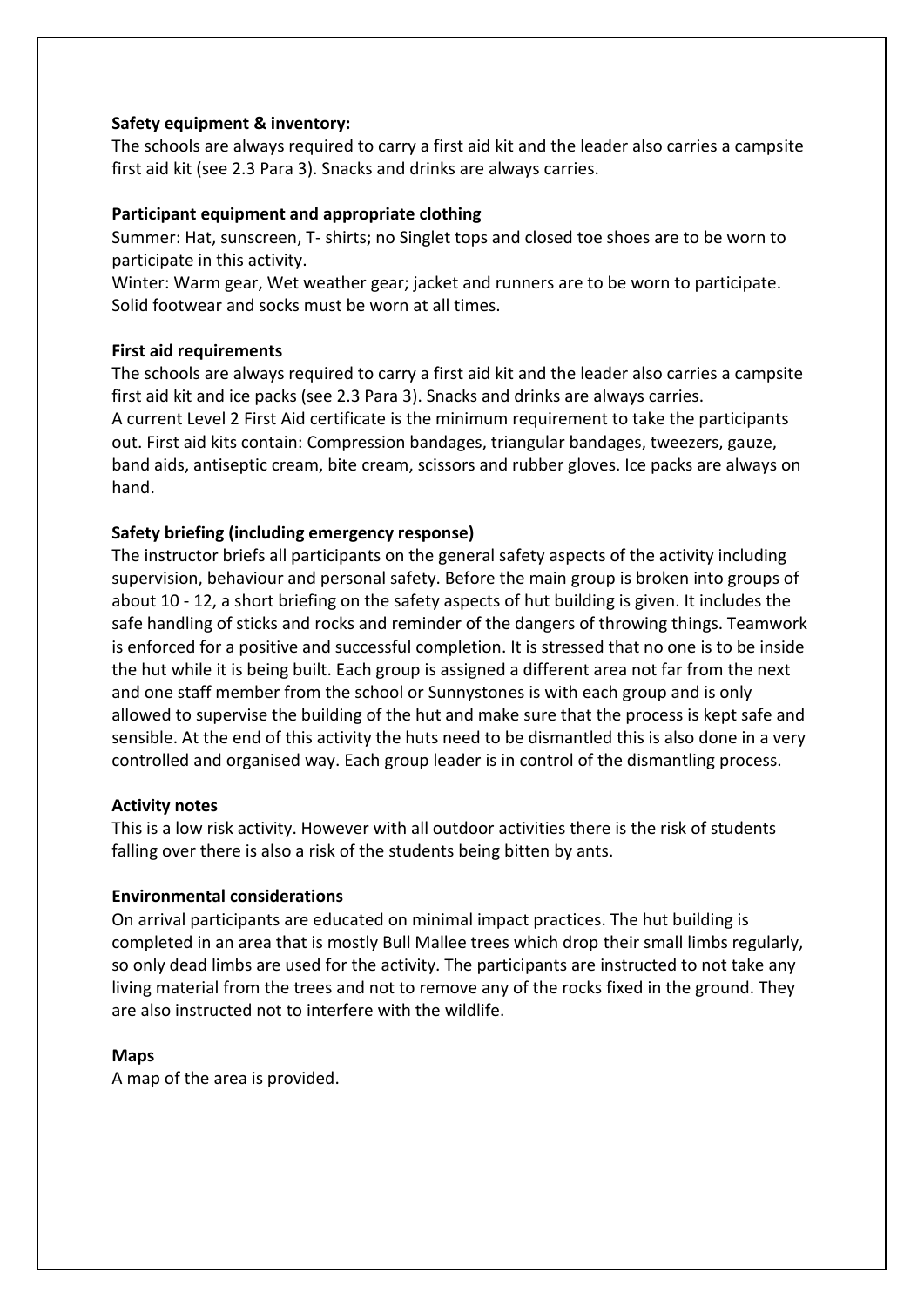**Safety equipment & inventory:**
The schools are always required to carry a first aid kit and the leader also carries a campsite first aid kit (see 2.3 Para 3). Snacks and drinks are always carries.

**Participant equipment and appropriate clothing**
Summer: Hat, sunscreen, T- shirts; no Singlet tops and closed toe shoes are to be worn to participate in this activity.
Winter: Warm gear, Wet weather gear; jacket and runners are to be worn to participate. Solid footwear and socks must be worn at all times.

**First aid requirements**
The schools are always required to carry a first aid kit and the leader also carries a campsite first aid kit and ice packs (see 2.3 Para 3). Snacks and drinks are always carries.
A current Level 2 First Aid certificate is the minimum requirement to take the participants out. First aid kits contain: Compression bandages, triangular bandages, tweezers, gauze, band aids, antiseptic cream, bite cream, scissors and rubber gloves. Ice packs are always on hand.

**Safety briefing (including emergency response)**
The instructor briefs all participants on the general safety aspects of the activity including supervision, behaviour and personal safety. Before the main group is broken into groups of about 10 - 12, a short briefing on the safety aspects of hut building is given. It includes the safe handling of sticks and rocks and reminder of the dangers of throwing things. Teamwork is enforced for a positive and successful completion. It is stressed that no one is to be inside the hut while it is being built. Each group is assigned a different area not far from the next and one staff member from the school or Sunnystones is with each group and is only allowed to supervise the building of the hut and make sure that the process is kept safe and sensible. At the end of this activity the huts need to be dismantled this is also done in a very controlled and organised way. Each group leader is in control of the dismantling process.

**Activity notes**
This is a low risk activity. However with all outdoor activities there is the risk of students falling over there is also a risk of the students being bitten by ants.

**Environmental considerations**
On arrival participants are educated on minimal impact practices. The hut building is completed in an area that is mostly Bull Mallee trees which drop their small limbs regularly, so only dead limbs are used for the activity. The participants are instructed to not take any living material from the trees and not to remove any of the rocks fixed in the ground. They are also instructed not to interfere with the wildlife.

**Maps**
A map of the area is provided.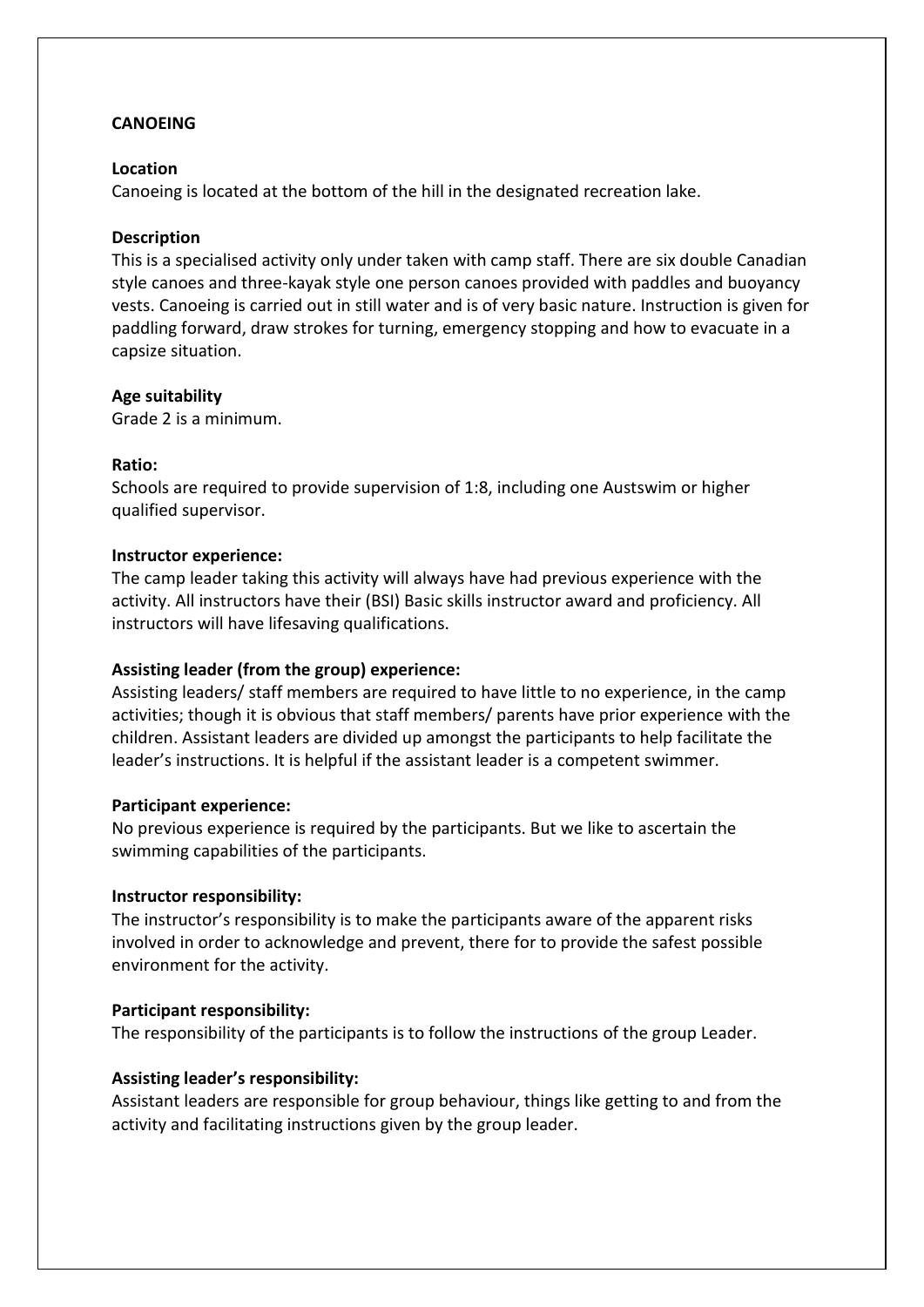**CANOEING**

**Location**

Canoeing is located at the bottom of the hill in the designated recreation lake.

**Description**

This is a specialised activity only under taken with camp staff. There are six double Canadian style canoes and three-kayak style one person canoes provided with paddles and buoyancy vests. Canoeing is carried out in still water and is of very basic nature. Instruction is given for paddling forward, draw strokes for turning, emergency stopping and how to evacuate in a capsize situation.

**Age suitability**

Grade 2 is a minimum.

**Ratio:**

Schools are required to provide supervision of 1:8, including one Austswim or higher qualified supervisor.

**Instructor experience:**

The camp leader taking this activity will always have had previous experience with the activity. All instructors have their (BSI) Basic skills instructor award and proficiency. All instructors will have lifesaving qualifications.

**Assisting leader (from the group) experience:**

Assisting leaders/ staff members are required to have little to no experience, in the camp activities; though it is obvious that staff members/ parents have prior experience with the children. Assistant leaders are divided up amongst the participants to help facilitate the leader's instructions. It is helpful if the assistant leader is a competent swimmer.

**Participant experience:**

No previous experience is required by the participants. But we like to ascertain the swimming capabilities of the participants.

**Instructor responsibility:**

The instructor's responsibility is to make the participants aware of the apparent risks involved in order to acknowledge and prevent, there for to provide the safest possible environment for the activity.

**Participant responsibility:**

The responsibility of the participants is to follow the instructions of the group Leader.

**Assisting leader's responsibility:**

Assistant leaders are responsible for group behaviour, things like getting to and from the activity and facilitating instructions given by the group leader.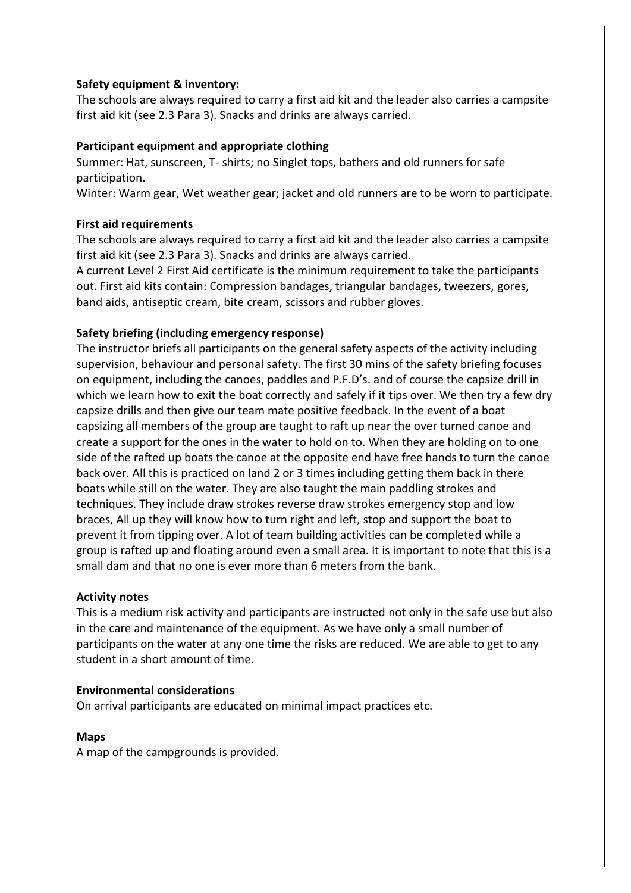**Safety equipment & inventory:**

The schools are always required to carry a first aid kit and the leader also carries a campsite first aid kit (see 2.3 Para 3). Snacks and drinks are always carried.

**Participant equipment and appropriate clothing**

Summer: Hat, sunscreen, T- shirts; no Singlet tops, bathers and old runners for safe participation.

Winter: Warm gear, Wet weather gear; jacket and old runners are to be worn to participate.

**First aid requirements**

The schools are always required to carry a first aid kit and the leader also carries a campsite first aid kit (see 2.3 Para 3). Snacks and drinks are always carried.

A current Level 2 First Aid certificate is the minimum requirement to take the participants out. First aid kits contain: Compression bandages, triangular bandages, tweezers, gores, band aids, antiseptic cream, bite cream, scissors and rubber gloves.

**Safety briefing (including emergency response)**

The instructor briefs all participants on the general safety aspects of the activity including supervision, behaviour and personal safety. The first 30 mins of the safety briefing focuses on equipment, including the canoes, paddles and P.F.D's. and of course the capsize drill in which we learn how to exit the boat correctly and safely if it tips over. We then try a few dry capsize drills and then give our team mate positive feedback. In the event of a boat capsizing all members of the group are taught to raft up near the over turned canoe and create a support for the ones in the water to hold on to. When they are holding on to one side of the rafted up boats the canoe at the opposite end have free hands to turn the canoe back over. All this is practiced on land 2 or 3 times including getting them back in there boats while still on the water. They are also taught the main paddling strokes and techniques. They include draw strokes reverse draw strokes emergency stop and low braces, All up they will know how to turn right and left, stop and support the boat to prevent it from tipping over. A lot of team building activities can be completed while a group is rafted up and floating around even a small area. It is important to note that this is a small dam and that no one is ever more than 6 meters from the bank.

**Activity notes**

This is a medium risk activity and participants are instructed not only in the safe use but also in the care and maintenance of the equipment. As we have only a small number of participants on the water at any one time the risks are reduced. We are able to get to any student in a short amount of time.

**Environmental considerations**

On arrival participants are educated on minimal impact practices etc.

**Maps**

A map of the campgrounds is provided.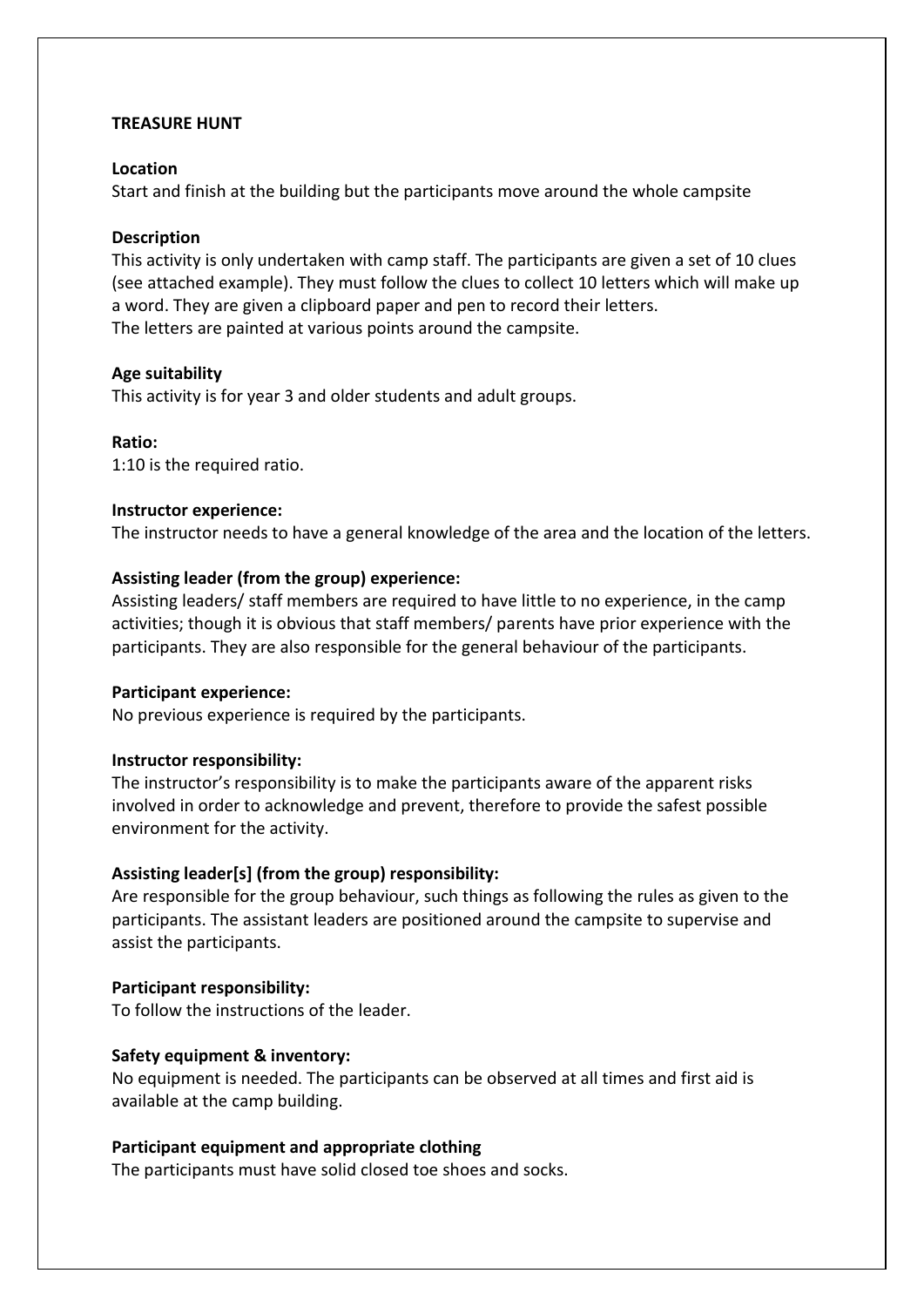**TREASURE HUNT**

**Location**

Start and finish at the building but the participants move around the whole campsite

**Description**

This activity is only undertaken with camp staff. The participants are given a set of 10 clues (see attached example). They must follow the clues to collect 10 letters which will make up a word. They are given a clipboard paper and pen to record their letters.
The letters are painted at various points around the campsite.

**Age suitability**

This activity is for year 3 and older students and adult groups.

**Ratio:**

1:10 is the required ratio.

**Instructor experience:**

The instructor needs to have a general knowledge of the area and the location of the letters.

**Assisting leader (from the group) experience:**

Assisting leaders/ staff members are required to have little to no experience, in the camp activities; though it is obvious that staff members/ parents have prior experience with the participants. They are also responsible for the general behaviour of the participants.

**Participant experience:**

No previous experience is required by the participants.

**Instructor responsibility:**

The instructor's responsibility is to make the participants aware of the apparent risks involved in order to acknowledge and prevent, therefore to provide the safest possible environment for the activity.

**Assisting leader[s] (from the group) responsibility:**

Are responsible for the group behaviour, such things as following the rules as given to the participants. The assistant leaders are positioned around the campsite to supervise and assist the participants.

**Participant responsibility:**

To follow the instructions of the leader.

**Safety equipment & inventory:**

No equipment is needed. The participants can be observed at all times and first aid is available at the camp building.

**Participant equipment and appropriate clothing**

The participants must have solid closed toe shoes and socks.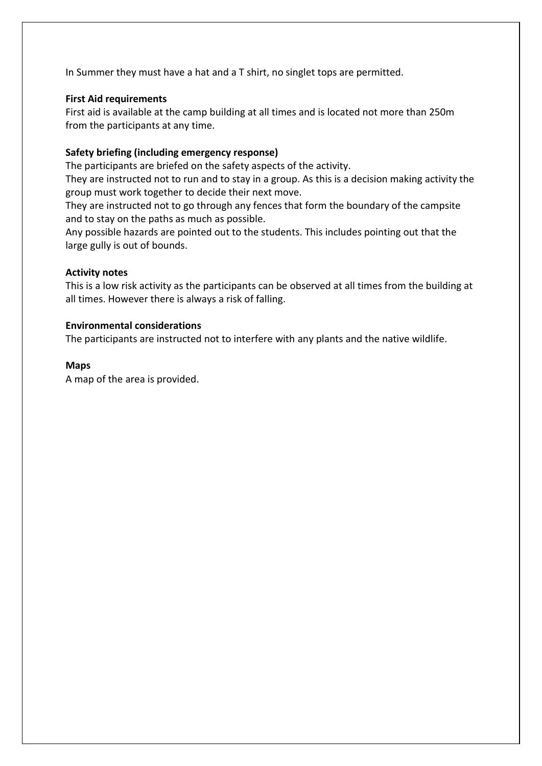In Summer they must have a hat and a T shirt, no singlet tops are permitted.

**First Aid requirements**

First aid is available at the camp building at all times and is located not more than 250m from the participants at any time.

**Safety briefing (including emergency response)**

The participants are briefed on the safety aspects of the activity.

They are instructed not to run and to stay in a group. As this is a decision making activity the group must work together to decide their next move.

They are instructed not to go through any fences that form the boundary of the campsite and to stay on the paths as much as possible.

Any possible hazards are pointed out to the students. This includes pointing out that the large gully is out of bounds.

**Activity notes**

This is a low risk activity as the participants can be observed at all times from the building at all times. However there is always a risk of falling.

**Environmental considerations**

The participants are instructed not to interfere with any plants and the native wildlife.

**Maps**

A map of the area is provided.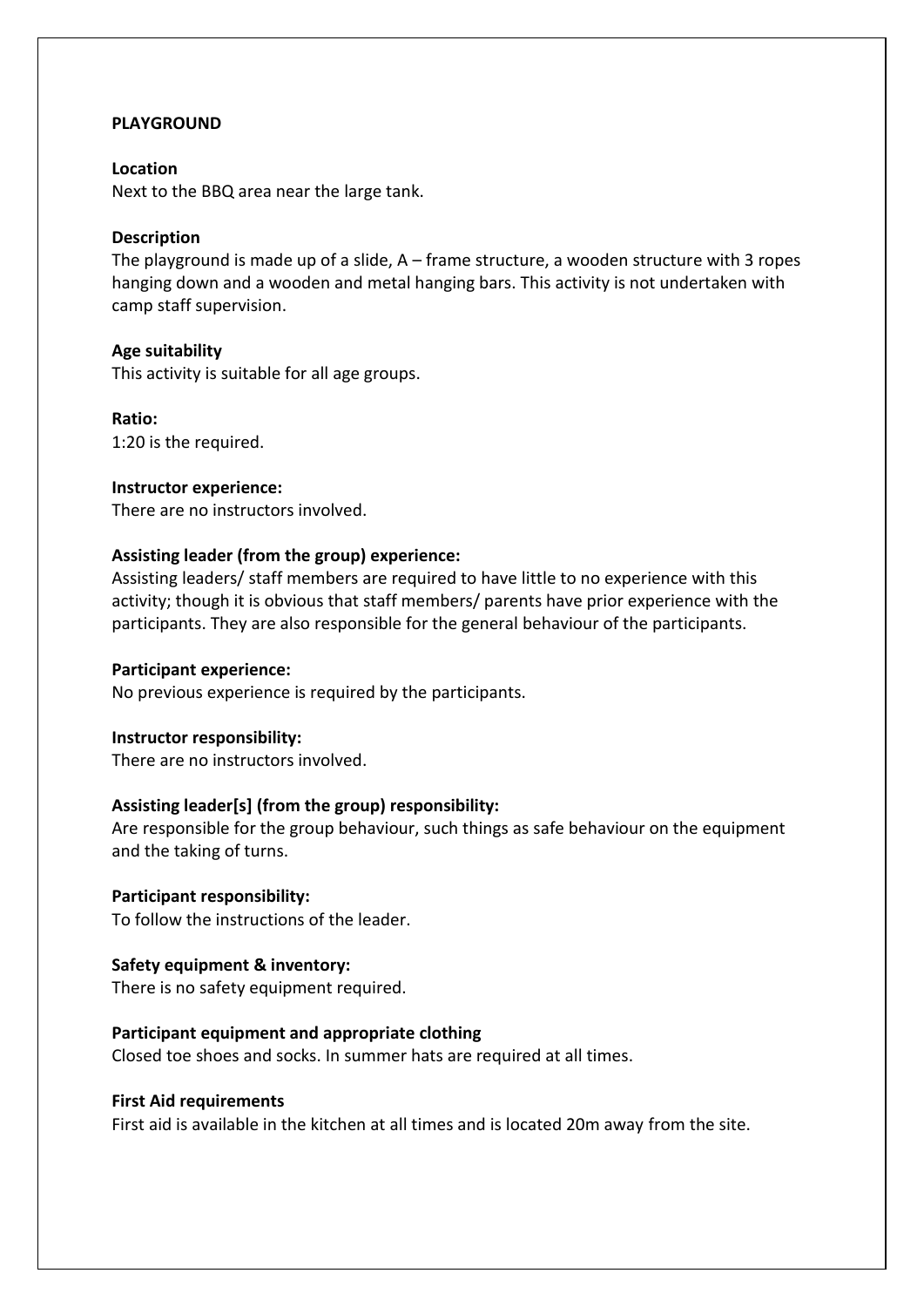**PLAYGROUND**

**Location**
Next to the BBQ area near the large tank.

**Description**
The playground is made up of a slide, A – frame structure, a wooden structure with 3 ropes hanging down and a wooden and metal hanging bars. This activity is not undertaken with camp staff supervision.

**Age suitability**
This activity is suitable for all age groups.

**Ratio:**
1:20 is the required.

**Instructor experience:**
There are no instructors involved.

**Assisting leader (from the group) experience:**
Assisting leaders/ staff members are required to have little to no experience with this activity; though it is obvious that staff members/ parents have prior experience with the participants. They are also responsible for the general behaviour of the participants.

**Participant experience:**
No previous experience is required by the participants.

**Instructor responsibility:**
There are no instructors involved.

**Assisting leader[s] (from the group) responsibility:**
Are responsible for the group behaviour, such things as safe behaviour on the equipment and the taking of turns.

**Participant responsibility:**
To follow the instructions of the leader.

**Safety equipment & inventory:**
There is no safety equipment required.

**Participant equipment and appropriate clothing**
Closed toe shoes and socks. In summer hats are required at all times.

**First Aid requirements**
First aid is available in the kitchen at all times and is located 20m away from the site.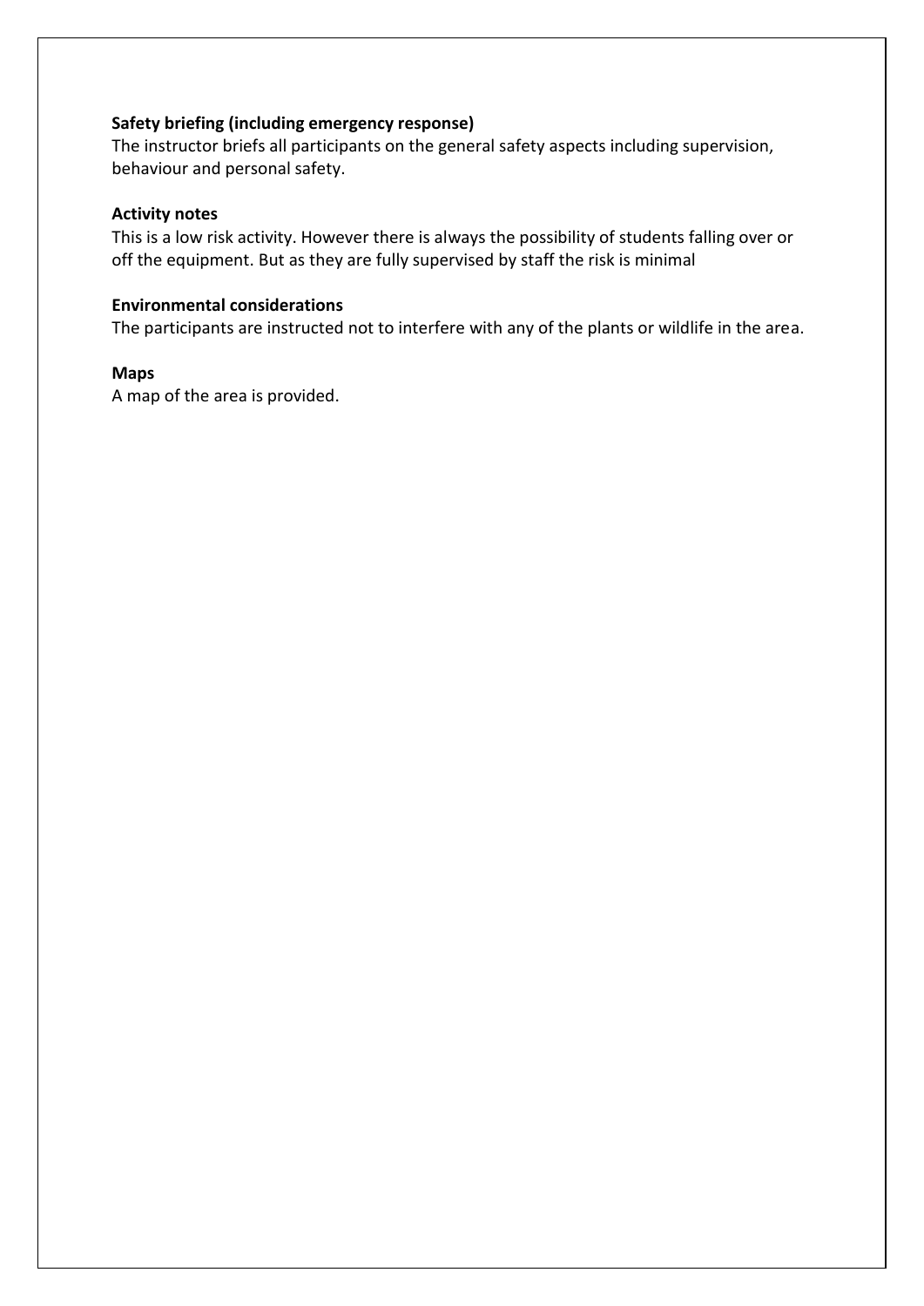**Safety briefing (including emergency response)**
The instructor briefs all participants on the general safety aspects including supervision, behaviour and personal safety.

**Activity notes**
This is a low risk activity. However there is always the possibility of students falling over or off the equipment. But as they are fully supervised by staff the risk is minimal

**Environmental considerations**
The participants are instructed not to interfere with any of the plants or wildlife in the area.

**Maps**
A map of the area is provided.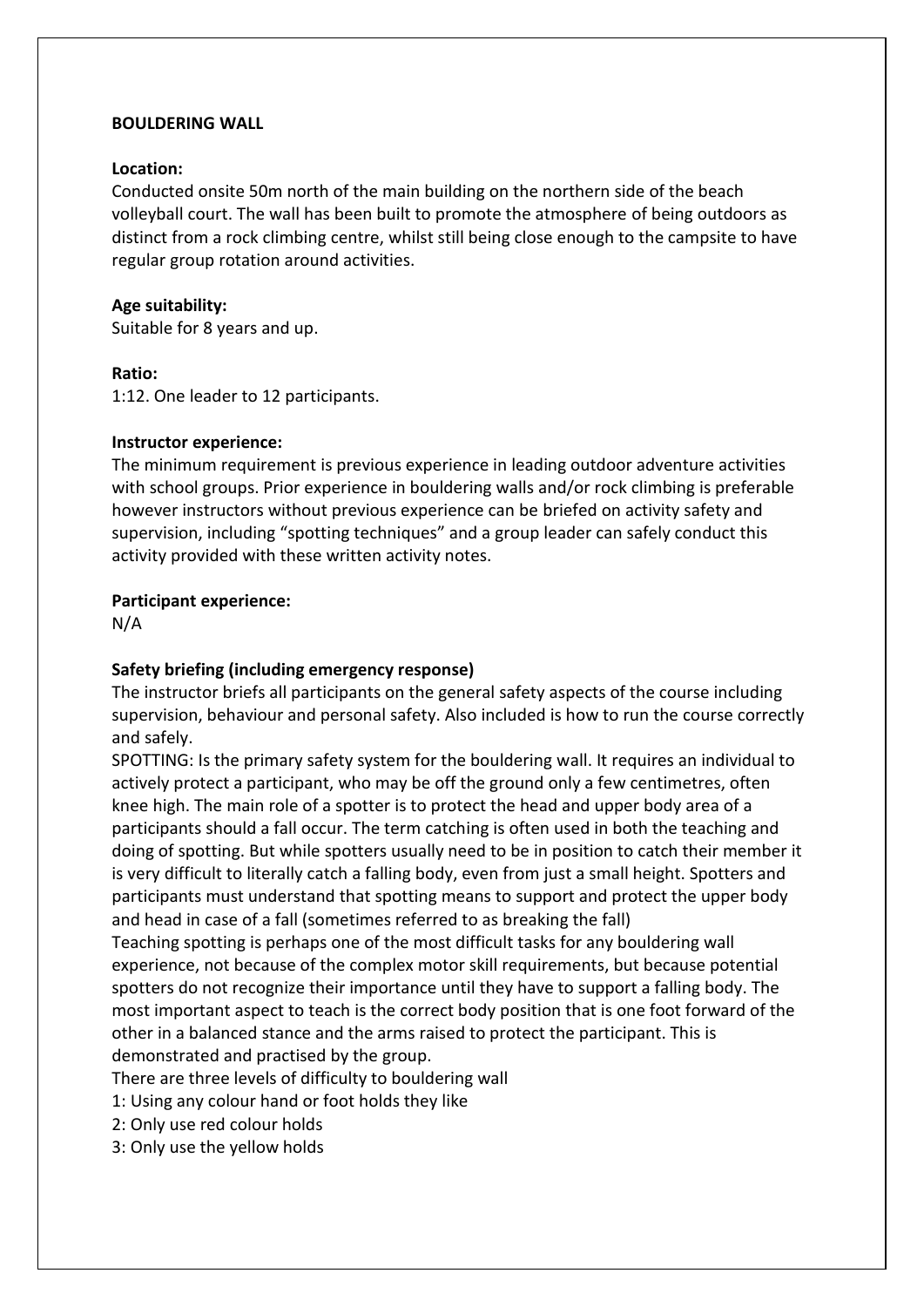**BOULDERING WALL**

**Location:**
Conducted onsite 50m north of the main building on the northern side of the beach volleyball court. The wall has been built to promote the atmosphere of being outdoors as distinct from a rock climbing centre, whilst still being close enough to the campsite to have regular group rotation around activities.

**Age suitability:**
Suitable for 8 years and up.

**Ratio:**
1:12. One leader to 12 participants.

**Instructor experience:**
The minimum requirement is previous experience in leading outdoor adventure activities with school groups. Prior experience in bouldering walls and/or rock climbing is preferable however instructors without previous experience can be briefed on activity safety and supervision, including "spotting techniques" and a group leader can safely conduct this activity provided with these written activity notes.

**Participant experience:**
N/A

**Safety briefing (including emergency response)**
The instructor briefs all participants on the general safety aspects of the course including supervision, behaviour and personal safety. Also included is how to run the course correctly and safely.
SPOTTING: Is the primary safety system for the bouldering wall. It requires an individual to actively protect a participant, who may be off the ground only a few centimetres, often knee high. The main role of a spotter is to protect the head and upper body area of a participants should a fall occur. The term catching is often used in both the teaching and doing of spotting. But while spotters usually need to be in position to catch their member it is very difficult to literally catch a falling body, even from just a small height. Spotters and participants must understand that spotting means to support and protect the upper body and head in case of a fall (sometimes referred to as breaking the fall)
Teaching spotting is perhaps one of the most difficult tasks for any bouldering wall experience, not because of the complex motor skill requirements, but because potential spotters do not recognize their importance until they have to support a falling body. The most important aspect to teach is the correct body position that is one foot forward of the other in a balanced stance and the arms raised to protect the participant. This is demonstrated and practised by the group.
There are three levels of difficulty to bouldering wall
1: Using any colour hand or foot holds they like
2: Only use red colour holds
3: Only use the yellow holds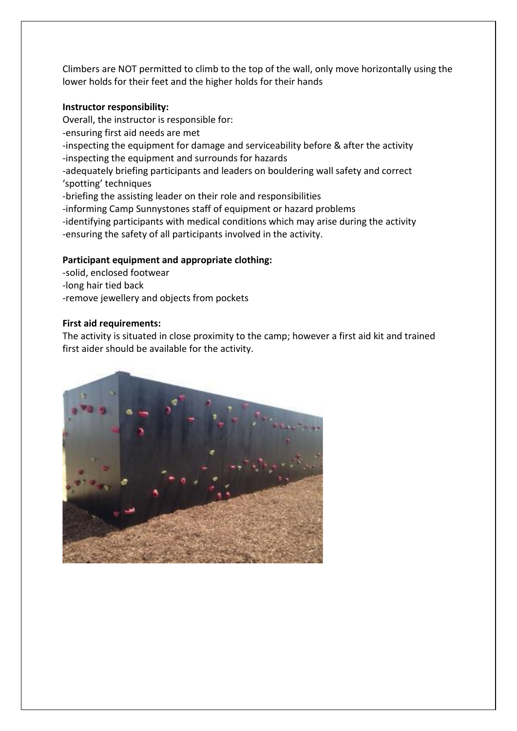Climbers are NOT permitted to climb to the top of the wall, only move horizontally using the lower holds for their feet and the higher holds for their hands

**Instructor responsibility:**

Overall, the instructor is responsible for:

- ensuring first aid needs are met
- inspecting the equipment for damage and serviceability before & after the activity
- inspecting the equipment and surrounds for hazards
- adequately briefing participants and leaders on bouldering wall safety and correct 'spotting' techniques
- briefing the assisting leader on their role and responsibilities
- informing Camp Sunnystones staff of equipment or hazard problems
- identifying participants with medical conditions which may arise during the activity
- ensuring the safety of all participants involved in the activity.

**Participant equipment and appropriate clothing:**

- solid, enclosed footwear
- long hair tied back
- remove jewellery and objects from pockets

**First aid requirements:**

The activity is situated in close proximity to the camp; however a first aid kit and trained first aider should be available for the activity.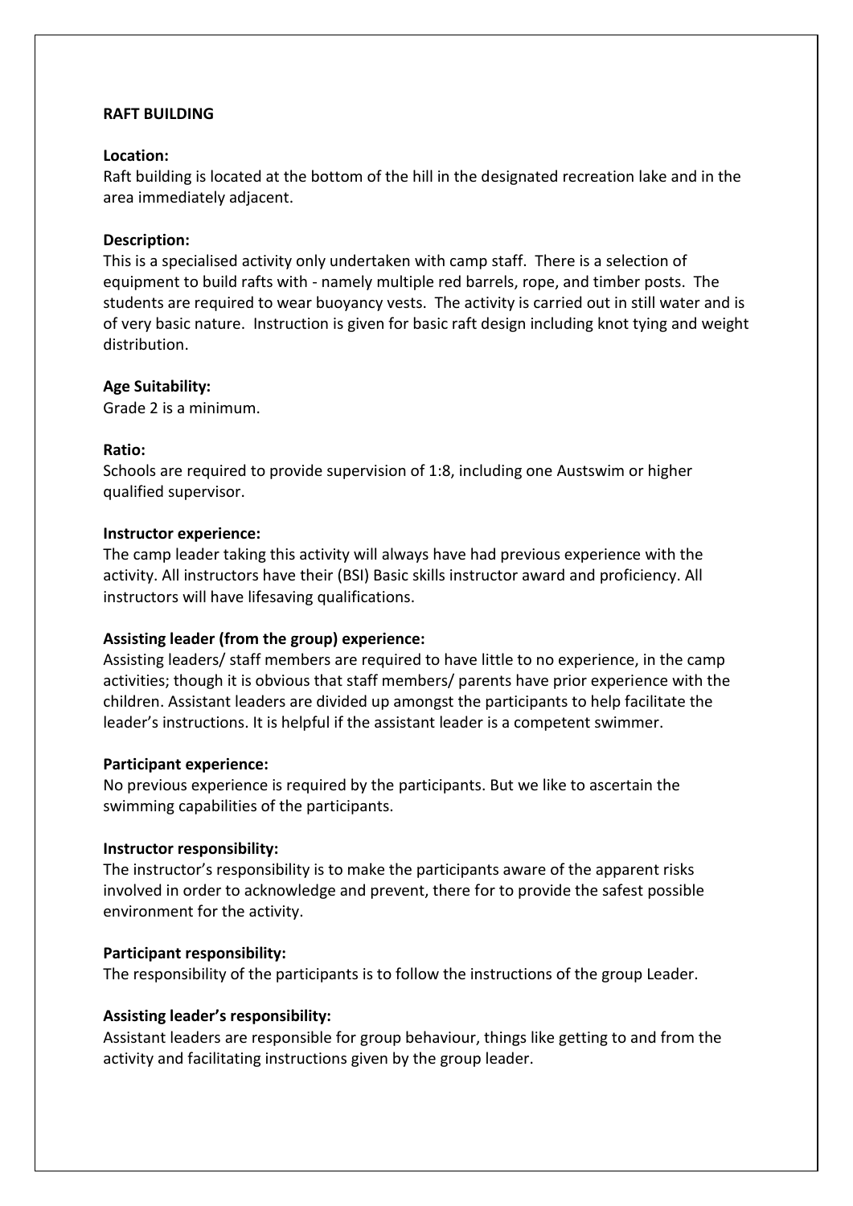**RAFT BUILDING**

**Location:**
Raft building is located at the bottom of the hill in the designated recreation lake and in the area immediately adjacent.

**Description:**
This is a specialised activity only undertaken with camp staff. There is a selection of equipment to build rafts with - namely multiple red barrels, rope, and timber posts. The students are required to wear buoyancy vests. The activity is carried out in still water and is of very basic nature. Instruction is given for basic raft design including knot tying and weight distribution.

**Age Suitability:**
Grade 2 is a minimum.

**Ratio:**
Schools are required to provide supervision of 1:8, including one Austswim or higher qualified supervisor.

**Instructor experience:**
The camp leader taking this activity will always have had previous experience with the activity. All instructors have their (BSI) Basic skills instructor award and proficiency. All instructors will have lifesaving qualifications.

**Assisting leader (from the group) experience:**
Assisting leaders/ staff members are required to have little to no experience, in the camp activities; though it is obvious that staff members/ parents have prior experience with the children. Assistant leaders are divided up amongst the participants to help facilitate the leader's instructions. It is helpful if the assistant leader is a competent swimmer.

**Participant experience:**
No previous experience is required by the participants. But we like to ascertain the swimming capabilities of the participants.

**Instructor responsibility:**
The instructor's responsibility is to make the participants aware of the apparent risks involved in order to acknowledge and prevent, there for to provide the safest possible environment for the activity.

**Participant responsibility:**
The responsibility of the participants is to follow the instructions of the group Leader.

**Assisting leader's responsibility:**
Assistant leaders are responsible for group behaviour, things like getting to and from the activity and facilitating instructions given by the group leader.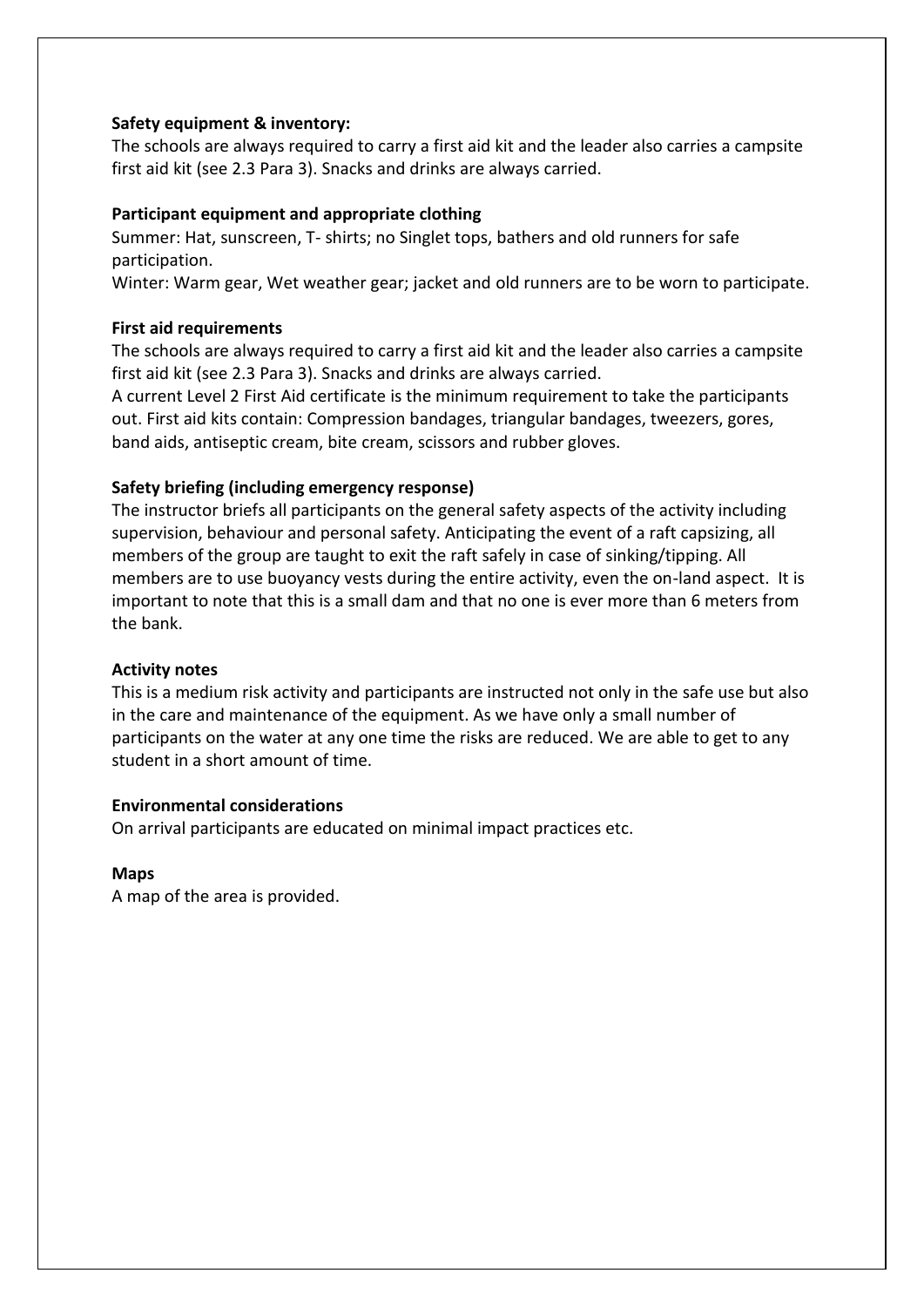**Safety equipment & inventory:**

The schools are always required to carry a first aid kit and the leader also carries a campsite first aid kit (see 2.3 Para 3). Snacks and drinks are always carried.

**Participant equipment and appropriate clothing**

Summer: Hat, sunscreen, T- shirts; no Singlet tops, bathers and old runners for safe participation.

Winter: Warm gear, Wet weather gear; jacket and old runners are to be worn to participate.

**First aid requirements**

The schools are always required to carry a first aid kit and the leader also carries a campsite first aid kit (see 2.3 Para 3). Snacks and drinks are always carried.

A current Level 2 First Aid certificate is the minimum requirement to take the participants out. First aid kits contain: Compression bandages, triangular bandages, tweezers, gores, band aids, antiseptic cream, bite cream, scissors and rubber gloves.

**Safety briefing (including emergency response)**

The instructor briefs all participants on the general safety aspects of the activity including supervision, behaviour and personal safety. Anticipating the event of a raft capsizing, all members of the group are taught to exit the raft safely in case of sinking/tipping. All members are to use buoyancy vests during the entire activity, even the on-land aspect. It is important to note that this is a small dam and that no one is ever more than 6 meters from the bank.

**Activity notes**

This is a medium risk activity and participants are instructed not only in the safe use but also in the care and maintenance of the equipment. As we have only a small number of participants on the water at any one time the risks are reduced. We are able to get to any student in a short amount of time.

**Environmental considerations**

On arrival participants are educated on minimal impact practices etc.

**Maps**

A map of the area is provided.